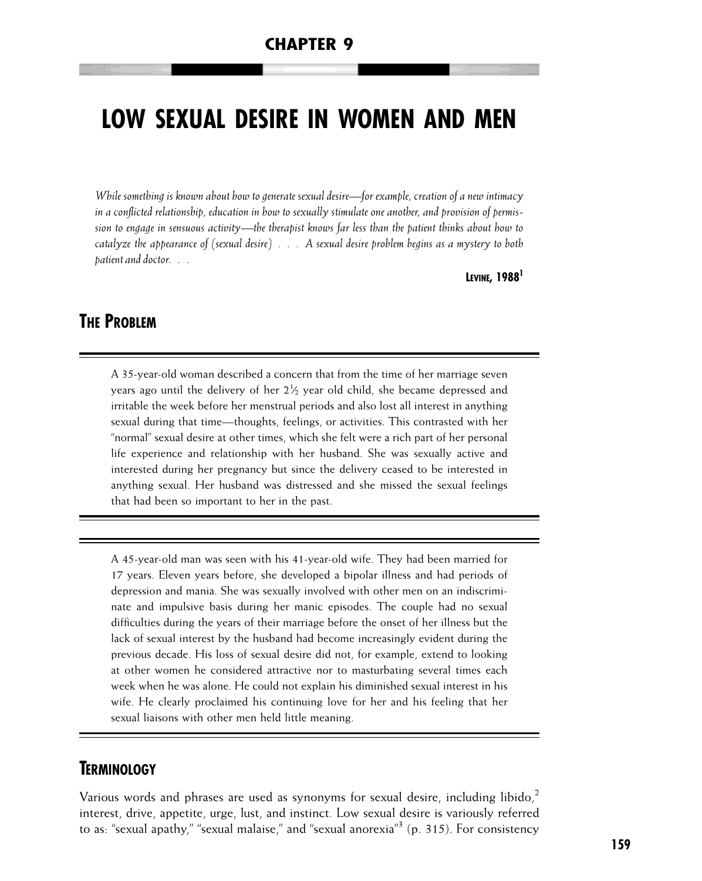# CHAPTER 9

# LOW SEXUAL DESIRE IN WOMEN AND MEN

*While something is known about how to generate sexual desire—for example, creation of a new intimacy in a conflicted relationship, education in how to sexually stimulate one another, and provision of permission to engage in sensuous activity—the therapist knows far less than the patient thinks about how to catalyze the appearance of (sexual desire) . . . A sexual desire problem begins as a mystery to both patient and doctor. . .*

**LEVINE, 1988**[1]

## THE PROBLEM

A 35-year-old woman described a concern that from the time of her marriage seven years ago until the delivery of her 2½ year old child, she became depressed and irritable the week before her menstrual periods and also lost all interest in anything sexual during that time—thoughts, feelings, or activities. This contrasted with her "normal" sexual desire at other times, which she felt were a rich part of her personal life experience and relationship with her husband. She was sexually active and interested during her pregnancy but since the delivery ceased to be interested in anything sexual. Her husband was distressed and she missed the sexual feelings that had been so important to her in the past.

A 45-year-old man was seen with his 41-year-old wife. They had been married for 17 years. Eleven years before, she developed a bipolar illness and had periods of depression and mania. She was sexually involved with other men on an indiscriminate and impulsive basis during her manic episodes. The couple had no sexual difficulties during the years of their marriage before the onset of her illness but the lack of sexual interest by the husband had become increasingly evident during the previous decade. His loss of sexual desire did not, for example, extend to looking at other women he considered attractive nor to masturbating several times each week when he was alone. He could not explain his diminished sexual interest in his wife. He clearly proclaimed his continuing love for her and his feeling that her sexual liaisons with other men held little meaning.

## TERMINOLOGY

Various words and phrases are used as synonyms for sexual desire, including libido,[2] interest, drive, appetite, urge, lust, and instinct. Low sexual desire is variously referred to as: "sexual apathy," "sexual malaise," and "sexual anorexia"[3] (p. 315). For consistency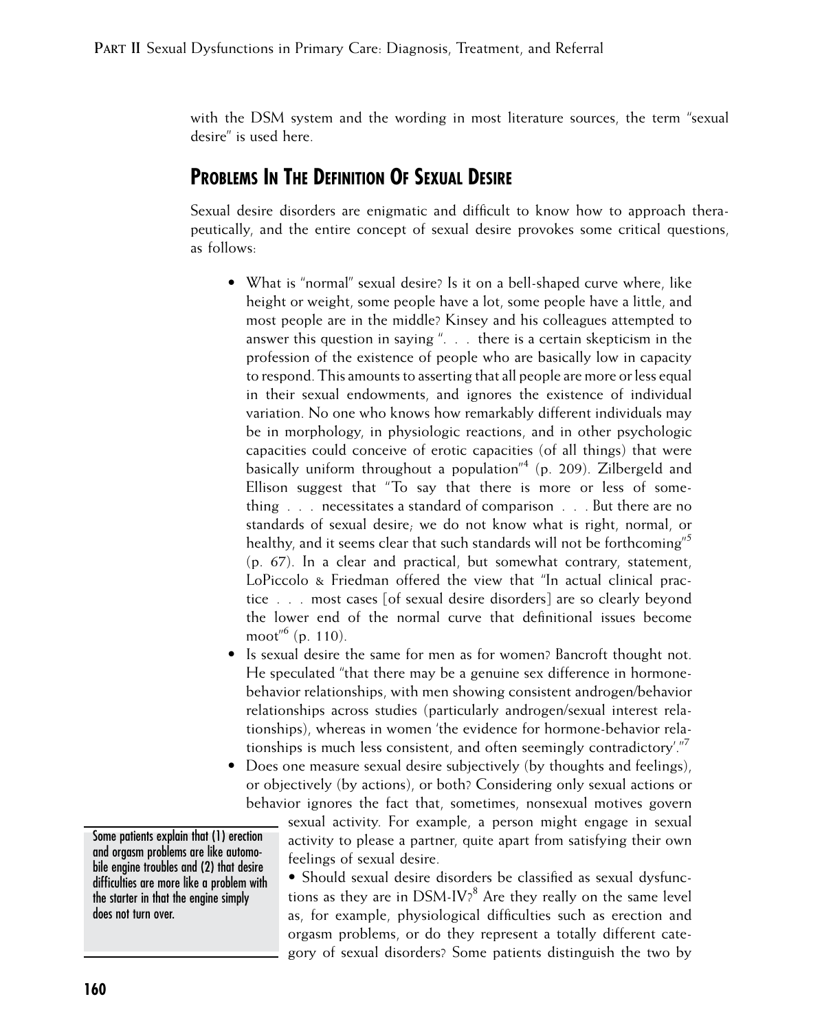with the DSM system and the wording in most literature sources, the term "sexual desire" is used here.

## PROBLEMS IN THE DEFINITION OF SEXUAL DESIRE

Sexual desire disorders are enigmatic and difficult to know how to approach therapeutically, and the entire concept of sexual desire provokes some critical questions, as follows:

- What is "normal" sexual desire? Is it on a bell-shaped curve where, like height or weight, some people have a lot, some people have a little, and most people are in the middle? Kinsey and his colleagues attempted to answer this question in saying ". . . there is a certain skepticism in the profession of the existence of people who are basically low in capacity to respond. This amounts to asserting that all people are more or less equal in their sexual endowments, and ignores the existence of individual variation. No one who knows how remarkably different individuals may be in morphology, in physiologic reactions, and in other psychologic capacities could conceive of erotic capacities (of all things) that were basically uniform throughout a population"[4] (p. 209). Zilbergeld and Ellison suggest that "To say that there is more or less of something . . . necessitates a standard of comparison . . . But there are no standards of sexual desire; we do not know what is right, normal, or healthy, and it seems clear that such standards will not be forthcoming"[5] (p. 67). In a clear and practical, but somewhat contrary, statement, LoPiccolo & Friedman offered the view that "In actual clinical practice . . . most cases [of sexual desire disorders] are so clearly beyond the lower end of the normal curve that definitional issues become moot"[6] (p. 110).
- Is sexual desire the same for men as for women? Bancroft thought not. He speculated "that there may be a genuine sex difference in hormone-behavior relationships, with men showing consistent androgen/behavior relationships across studies (particularly androgen/sexual interest relationships), whereas in women 'the evidence for hormone-behavior relationships is much less consistent, and often seemingly contradictory'."[7]
- Does one measure sexual desire subjectively (by thoughts and feelings), or objectively (by actions), or both? Considering only sexual actions or behavior ignores the fact that, sometimes, nonsexual motives govern sexual activity. For example, a person might engage in sexual activity to please a partner, quite apart from satisfying their own feelings of sexual desire.
- Should sexual desire disorders be classified as sexual dysfunctions as they are in DSM-IV?[8] Are they really on the same level as, for example, physiological difficulties such as erection and orgasm problems, or do they represent a totally different category of sexual disorders? Some patients distinguish the two by

Some patients explain that (1) erection and orgasm problems are like automobile engine troubles and (2) that desire difficulties are more like a problem with the starter in that the engine simply does not turn over.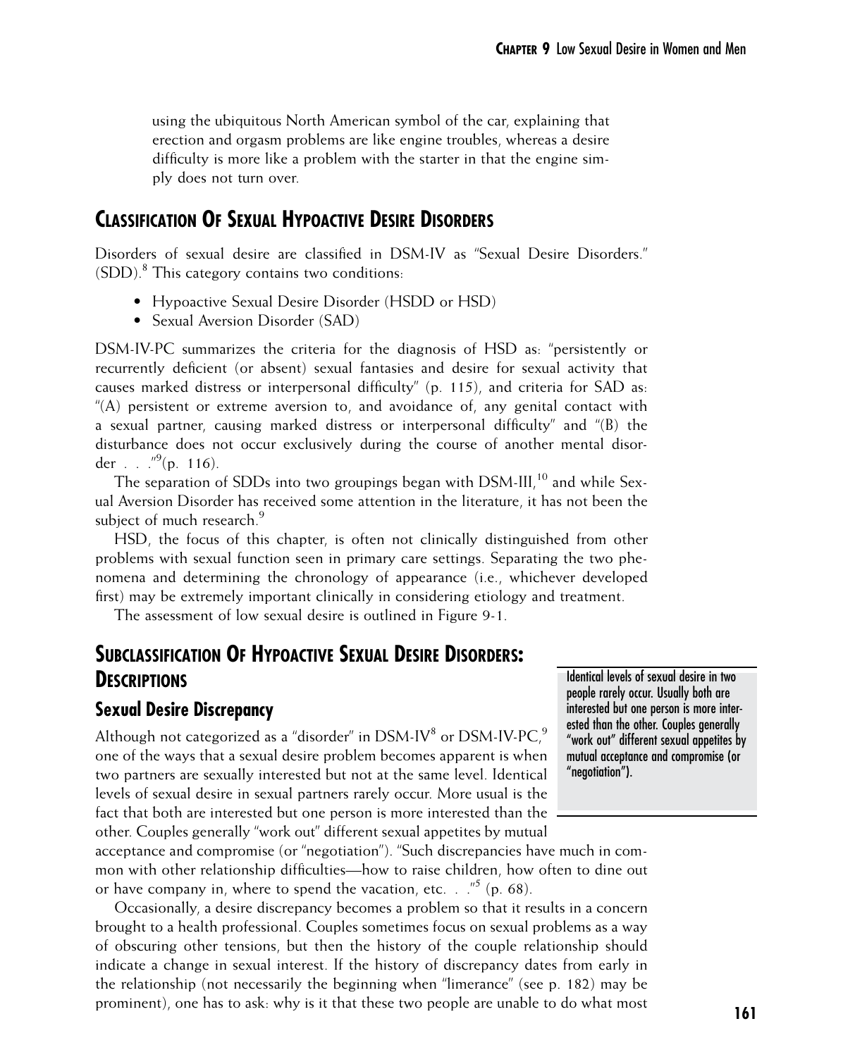using the ubiquitous North American symbol of the car, explaining that erection and orgasm problems are like engine troubles, whereas a desire difficulty is more like a problem with the starter in that the engine simply does not turn over.

## CLASSIFICATION OF SEXUAL HYPOACTIVE DESIRE DISORDERS

Disorders of sexual desire are classified in DSM-IV as "Sexual Desire Disorders." (SDD).[8] This category contains two conditions:

- Hypoactive Sexual Desire Disorder (HSDD or HSD)
- Sexual Aversion Disorder (SAD)

DSM-IV-PC summarizes the criteria for the diagnosis of HSD as: "persistently or recurrently deficient (or absent) sexual fantasies and desire for sexual activity that causes marked distress or interpersonal difficulty" (p. 115), and criteria for SAD as: "(A) persistent or extreme aversion to, and avoidance of, any genital contact with a sexual partner, causing marked distress or interpersonal difficulty" and "(B) the disturbance does not occur exclusively during the course of another mental disorder . . ."[9](p. 116).

The separation of SDDs into two groupings began with DSM-III,[10] and while Sexual Aversion Disorder has received some attention in the literature, it has not been the subject of much research.[9]

HSD, the focus of this chapter, is often not clinically distinguished from other problems with sexual function seen in primary care settings. Separating the two phenomena and determining the chronology of appearance (i.e., whichever developed first) may be extremely important clinically in considering etiology and treatment.

The assessment of low sexual desire is outlined in Figure 9-1.

## SUBCLASSIFICATION OF HYPOACTIVE SEXUAL DESIRE DISORDERS: DESCRIPTIONS

### Sexual Desire Discrepancy

Although not categorized as a "disorder" in DSM-IV[8] or DSM-IV-PC,[9] one of the ways that a sexual desire problem becomes apparent is when two partners are sexually interested but not at the same level. Identical levels of sexual desire in sexual partners rarely occur. More usual is the fact that both are interested but one person is more interested than the other. Couples generally "work out" different sexual appetites by mutual acceptance and compromise (or "negotiation"). "Such discrepancies have much in common with other relationship difficulties—how to raise children, how often to dine out or have company in, where to spend the vacation, etc. . ."[5] (p. 68).

> Identical levels of sexual desire in two people rarely occur. Usually both are interested but one person is more interested than the other. Couples generally "work out" different sexual appetites by mutual acceptance and compromise (or "negotiation").

Occasionally, a desire discrepancy becomes a problem so that it results in a concern brought to a health professional. Couples sometimes focus on sexual problems as a way of obscuring other tensions, but then the history of the couple relationship should indicate a change in sexual interest. If the history of discrepancy dates from early in the relationship (not necessarily the beginning when "limerance" (see p. 182) may be prominent), one has to ask: why is it that these two people are unable to do what most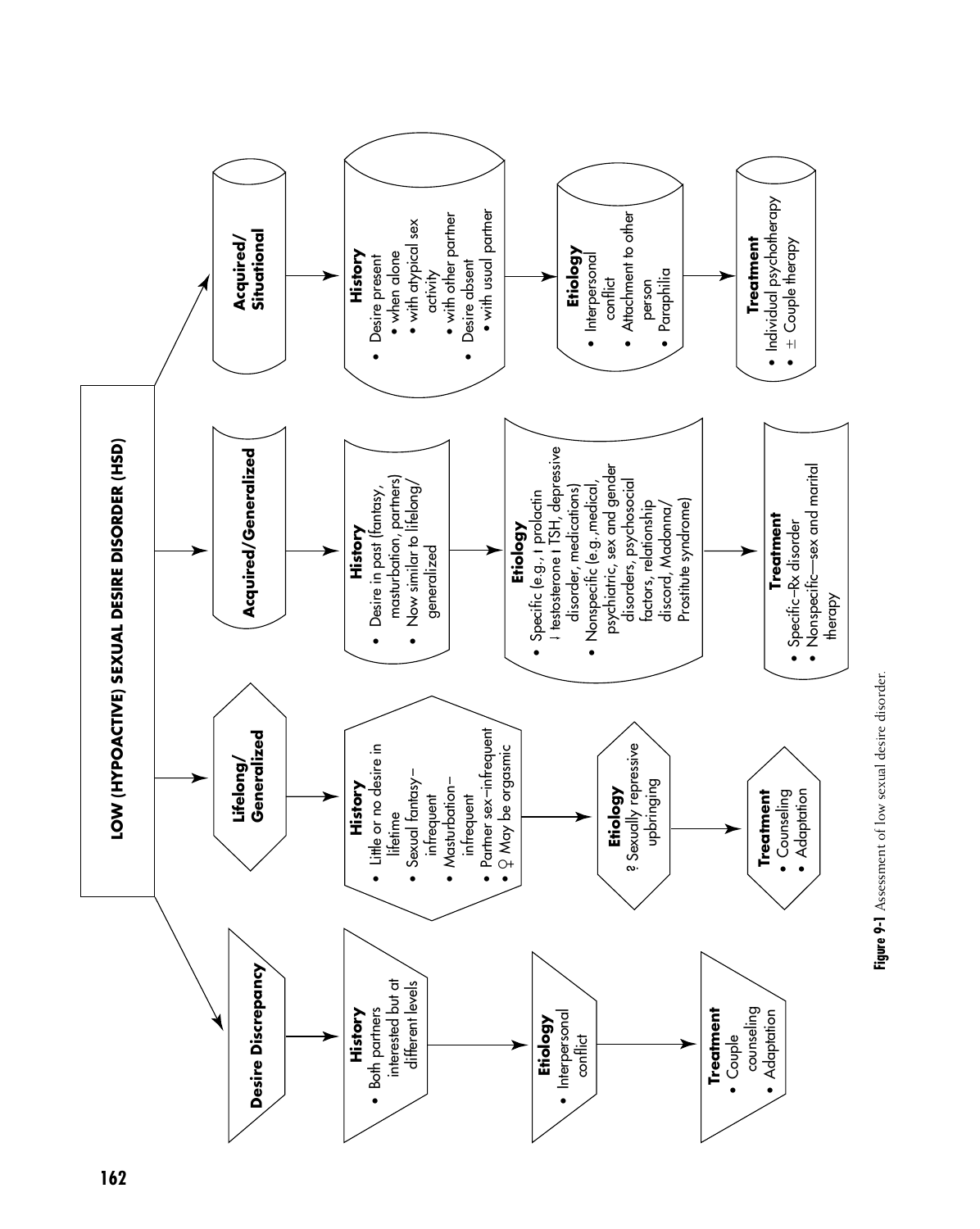# LOW (HYPOACTIVE) SEXUAL DESIRE DISORDER (HSD)

## Desire Discrepancy

**History**
- Both partners interested but at different levels

**Etiology**
- Interpersonal conflict

**Treatment**
- Couple counseling
- Adaptation

## Lifelong/Generalized

**History**
- Little or no desire in lifetime
- Sexual fantasy–infrequent
- Masturbation–infrequent
- Partner sex–infrequent
- ♀ May be orgasmic

**Etiology**
? Sexually repressive upbringing

**Treatment**
- Counseling
- Adaptation

## Acquired/Generalized

**History**
- Desire in past (fantasy, masturbation, partners)
- Now similar to lifelong/generalized

**Etiology**
- Specific (e.g., ↑ prolactin ↓ testosterone ↓ TSH, depressive disorder, medications)
- Nonspecific (e.g., medical, psychiatric, sex and gender disorders, psychosocial factors, relationship discord, Madonna/Prostitute syndrome)

**Treatment**
- Specific–Rx disorder
- Nonspecific—sex and marital therapy

## Acquired/Situational

**History**
- Desire present
  - when alone
  - with atypical sex activity
  - with other partner
- Desire absent
  - with usual partner

**Etiology**
- Interpersonal conflict
- Attachment to other person
- Paraphilia

**Treatment**
- Individual psychotherapy
- ± Couple therapy

**Figure 9-1** Assessment of low sexual desire disorder.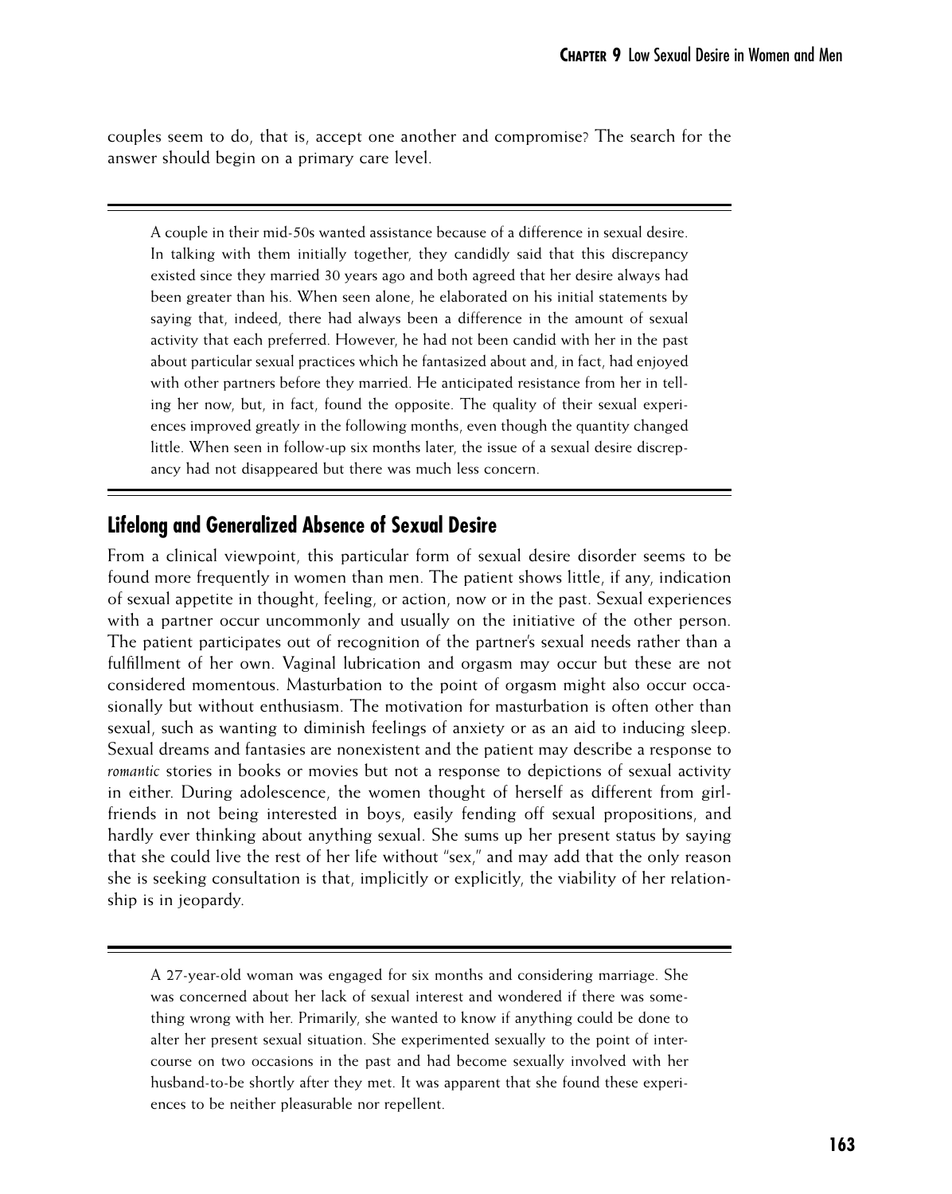couples seem to do, that is, accept one another and compromise? The search for the answer should begin on a primary care level.

---

A couple in their mid-50s wanted assistance because of a difference in sexual desire. In talking with them initially together, they candidly said that this discrepancy existed since they married 30 years ago and both agreed that her desire always had been greater than his. When seen alone, he elaborated on his initial statements by saying that, indeed, there had always been a difference in the amount of sexual activity that each preferred. However, he had not been candid with her in the past about particular sexual practices which he fantasized about and, in fact, had enjoyed with other partners before they married. He anticipated resistance from her in telling her now, but, in fact, found the opposite. The quality of their sexual experiences improved greatly in the following months, even though the quantity changed little. When seen in follow-up six months later, the issue of a sexual desire discrepancy had not disappeared but there was much less concern.

---

## Lifelong and Generalized Absence of Sexual Desire

From a clinical viewpoint, this particular form of sexual desire disorder seems to be found more frequently in women than men. The patient shows little, if any, indication of sexual appetite in thought, feeling, or action, now or in the past. Sexual experiences with a partner occur uncommonly and usually on the initiative of the other person. The patient participates out of recognition of the partner's sexual needs rather than a fulfillment of her own. Vaginal lubrication and orgasm may occur but these are not considered momentous. Masturbation to the point of orgasm might also occur occasionally but without enthusiasm. The motivation for masturbation is often other than sexual, such as wanting to diminish feelings of anxiety or as an aid to inducing sleep. Sexual dreams and fantasies are nonexistent and the patient may describe a response to *romantic* stories in books or movies but not a response to depictions of sexual activity in either. During adolescence, the women thought of herself as different from girlfriends in not being interested in boys, easily fending off sexual propositions, and hardly ever thinking about anything sexual. She sums up her present status by saying that she could live the rest of her life without "sex," and may add that the only reason she is seeking consultation is that, implicitly or explicitly, the viability of her relationship is in jeopardy.

---

A 27-year-old woman was engaged for six months and considering marriage. She was concerned about her lack of sexual interest and wondered if there was something wrong with her. Primarily, she wanted to know if anything could be done to alter her present sexual situation. She experimented sexually to the point of intercourse on two occasions in the past and had become sexually involved with her husband-to-be shortly after they met. It was apparent that she found these experiences to be neither pleasurable nor repellent.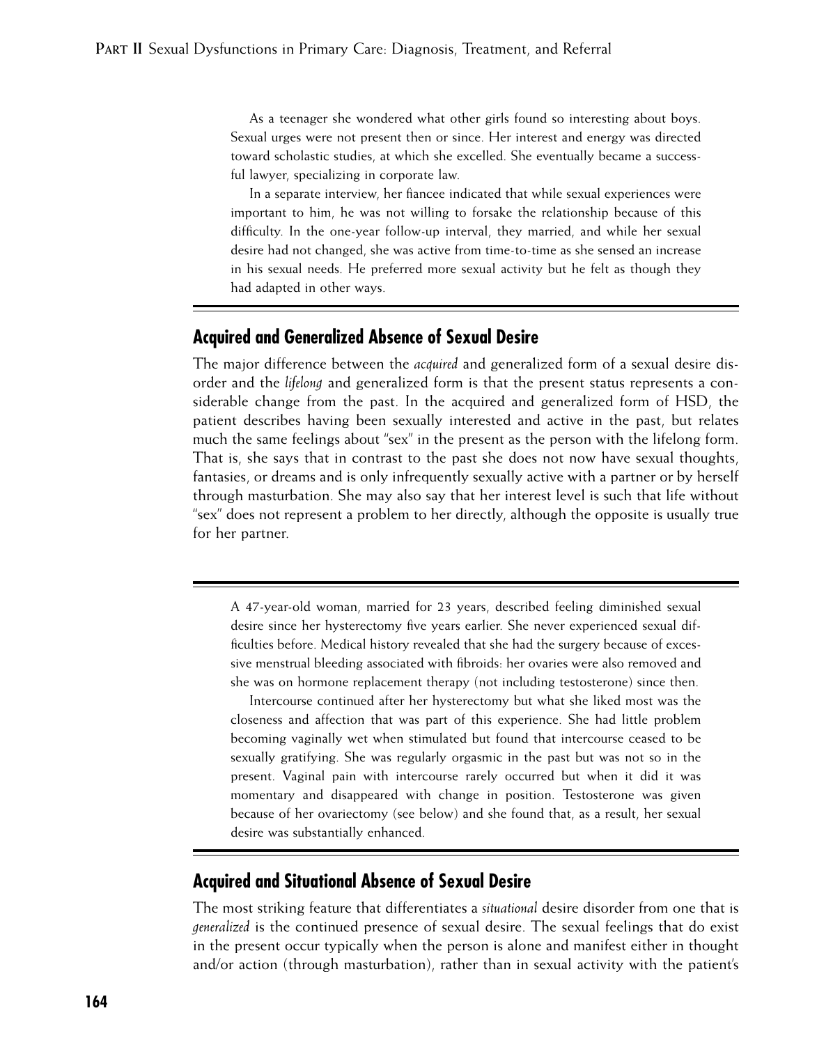As a teenager she wondered what other girls found so interesting about boys. Sexual urges were not present then or since. Her interest and energy was directed toward scholastic studies, at which she excelled. She eventually became a successful lawyer, specializing in corporate law.

In a separate interview, her fiancee indicated that while sexual experiences were important to him, he was not willing to forsake the relationship because of this difficulty. In the one-year follow-up interval, they married, and while her sexual desire had not changed, she was active from time-to-time as she sensed an increase in his sexual needs. He preferred more sexual activity but he felt as though they had adapted in other ways.

---

## Acquired and Generalized Absence of Sexual Desire

The major difference between the *acquired* and generalized form of a sexual desire disorder and the *lifelong* and generalized form is that the present status represents a considerable change from the past. In the acquired and generalized form of HSD, the patient describes having been sexually interested and active in the past, but relates much the same feelings about "sex" in the present as the person with the lifelong form. That is, she says that in contrast to the past she does not now have sexual thoughts, fantasies, or dreams and is only infrequently sexually active with a partner or by herself through masturbation. She may also say that her interest level is such that life without "sex" does not represent a problem to her directly, although the opposite is usually true for her partner.

---

A 47-year-old woman, married for 23 years, described feeling diminished sexual desire since her hysterectomy five years earlier. She never experienced sexual difficulties before. Medical history revealed that she had the surgery because of excessive menstrual bleeding associated with fibroids: her ovaries were also removed and she was on hormone replacement therapy (not including testosterone) since then.

Intercourse continued after her hysterectomy but what she liked most was the closeness and affection that was part of this experience. She had little problem becoming vaginally wet when stimulated but found that intercourse ceased to be sexually gratifying. She was regularly orgasmic in the past but was not so in the present. Vaginal pain with intercourse rarely occurred but when it did it was momentary and disappeared with change in position. Testosterone was given because of her ovariectomy (see below) and she found that, as a result, her sexual desire was substantially enhanced.

---

## Acquired and Situational Absence of Sexual Desire

The most striking feature that differentiates a *situational* desire disorder from one that is *generalized* is the continued presence of sexual desire. The sexual feelings that do exist in the present occur typically when the person is alone and manifest either in thought and/or action (through masturbation), rather than in sexual activity with the patient's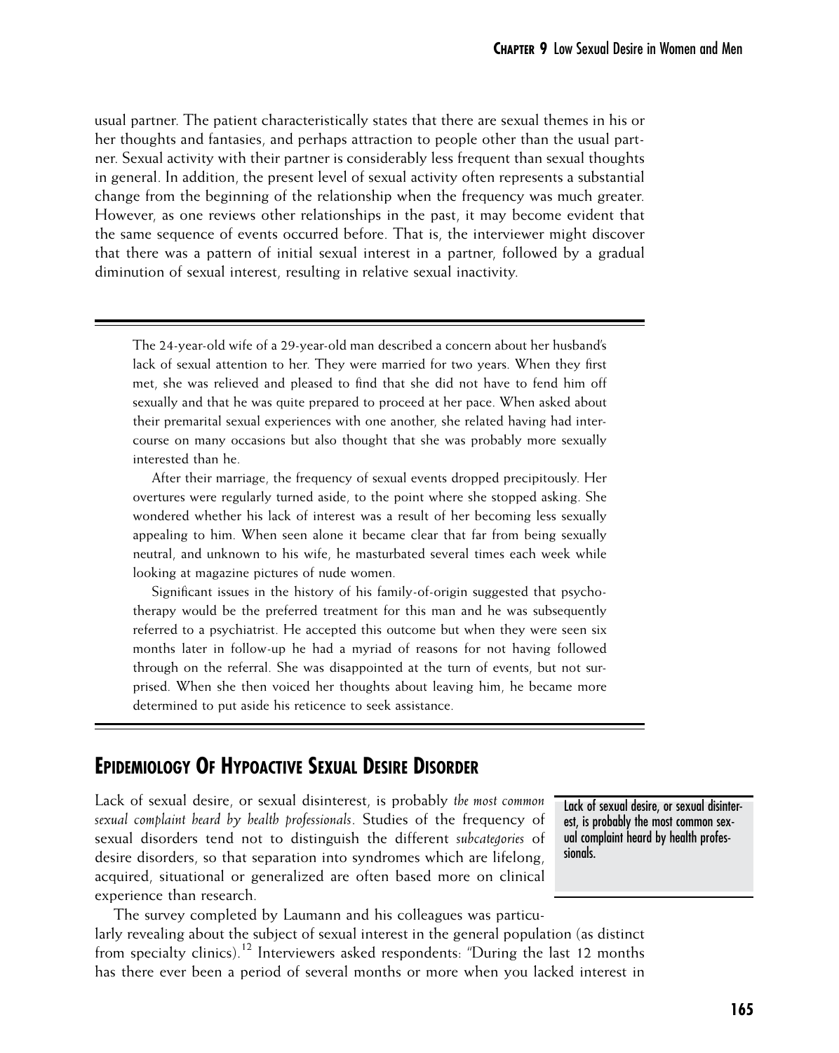usual partner. The patient characteristically states that there are sexual themes in his or her thoughts and fantasies, and perhaps attraction to people other than the usual partner. Sexual activity with their partner is considerably less frequent than sexual thoughts in general. In addition, the present level of sexual activity often represents a substantial change from the beginning of the relationship when the frequency was much greater. However, as one reviews other relationships in the past, it may become evident that the same sequence of events occurred before. That is, the interviewer might discover that there was a pattern of initial sexual interest in a partner, followed by a gradual diminution of sexual interest, resulting in relative sexual inactivity.

---

The 24-year-old wife of a 29-year-old man described a concern about her husband's lack of sexual attention to her. They were married for two years. When they first met, she was relieved and pleased to find that she did not have to fend him off sexually and that he was quite prepared to proceed at her pace. When asked about their premarital sexual experiences with one another, she related having had intercourse on many occasions but also thought that she was probably more sexually interested than he.

After their marriage, the frequency of sexual events dropped precipitously. Her overtures were regularly turned aside, to the point where she stopped asking. She wondered whether his lack of interest was a result of her becoming less sexually appealing to him. When seen alone it became clear that far from being sexually neutral, and unknown to his wife, he masturbated several times each week while looking at magazine pictures of nude women.

Significant issues in the history of his family-of-origin suggested that psychotherapy would be the preferred treatment for this man and he was subsequently referred to a psychiatrist. He accepted this outcome but when they were seen six months later in follow-up he had a myriad of reasons for not having followed through on the referral. She was disappointed at the turn of events, but not surprised. When she then voiced her thoughts about leaving him, he became more determined to put aside his reticence to seek assistance.

---

## Epidemiology Of Hypoactive Sexual Desire Disorder

Lack of sexual desire, or sexual disinterest, is probably *the most common sexual complaint heard by health professionals*. Studies of the frequency of sexual disorders tend not to distinguish the different *subcategories* of desire disorders, so that separation into syndromes which are lifelong, acquired, situational or generalized are often based more on clinical experience than research.

> **Lack of sexual desire, or sexual disinterest, is probably the most common sexual complaint heard by health professionals.**

The survey completed by Laumann and his colleagues was particularly revealing about the subject of sexual interest in the general population (as distinct from specialty clinics).[12] Interviewers asked respondents: "During the last 12 months has there ever been a period of several months or more when you lacked interest in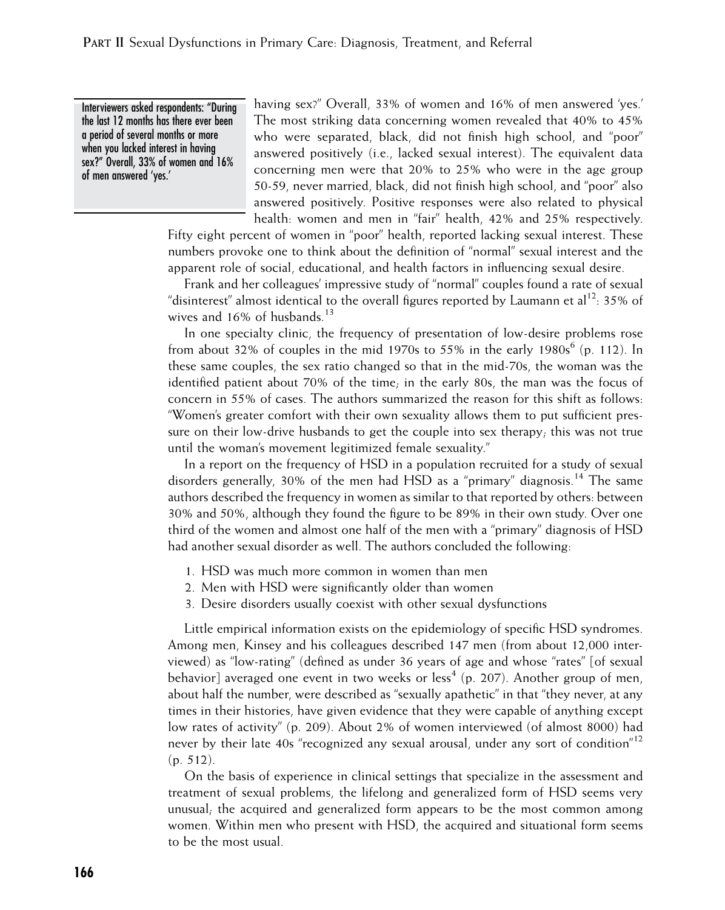> Interviewers asked respondents: "During the last 12 months has there ever been a period of several months or more when you lacked interest in having sex?" Overall, 33% of women and 16% of men answered 'yes.'

having sex?" Overall, 33% of women and 16% of men answered 'yes.' The most striking data concerning women revealed that 40% to 45% who were separated, black, did not finish high school, and "poor" answered positively (i.e., lacked sexual interest). The equivalent data concerning men were that 20% to 25% who were in the age group 50-59, never married, black, did not finish high school, and "poor" also answered positively. Positive responses were also related to physical health: women and men in "fair" health, 42% and 25% respectively. Fifty eight percent of women in "poor" health, reported lacking sexual interest. These numbers provoke one to think about the definition of "normal" sexual interest and the apparent role of social, educational, and health factors in influencing sexual desire.

Frank and her colleagues' impressive study of "normal" couples found a rate of sexual "disinterest" almost identical to the overall figures reported by Laumann et al[12]: 35% of wives and 16% of husbands.[13]

In one specialty clinic, the frequency of presentation of low-desire problems rose from about 32% of couples in the mid 1970s to 55% in the early 1980s[6] (p. 112). In these same couples, the sex ratio changed so that in the mid-70s, the woman was the identified patient about 70% of the time; in the early 80s, the man was the focus of concern in 55% of cases. The authors summarized the reason for this shift as follows: "Women's greater comfort with their own sexuality allows them to put sufficient pressure on their low-drive husbands to get the couple into sex therapy; this was not true until the woman's movement legitimized female sexuality."

In a report on the frequency of HSD in a population recruited for a study of sexual disorders generally, 30% of the men had HSD as a "primary" diagnosis.[14] The same authors described the frequency in women as similar to that reported by others: between 30% and 50%, although they found the figure to be 89% in their own study. Over one third of the women and almost one half of the men with a "primary" diagnosis of HSD had another sexual disorder as well. The authors concluded the following:

1. HSD was much more common in women than men
2. Men with HSD were significantly older than women
3. Desire disorders usually coexist with other sexual dysfunctions

Little empirical information exists on the epidemiology of specific HSD syndromes. Among men, Kinsey and his colleagues described 147 men (from about 12,000 interviewed) as "low-rating" (defined as under 36 years of age and whose "rates" [of sexual behavior] averaged one event in two weeks or less[4] (p. 207). Another group of men, about half the number, were described as "sexually apathetic" in that "they never, at any times in their histories, have given evidence that they were capable of anything except low rates of activity" (p. 209). About 2% of women interviewed (of almost 8000) had never by their late 40s "recognized any sexual arousal, under any sort of condition"[12] (p. 512).

On the basis of experience in clinical settings that specialize in the assessment and treatment of sexual problems, the lifelong and generalized form of HSD seems very unusual; the acquired and generalized form appears to be the most common among women. Within men who present with HSD, the acquired and situational form seems to be the most usual.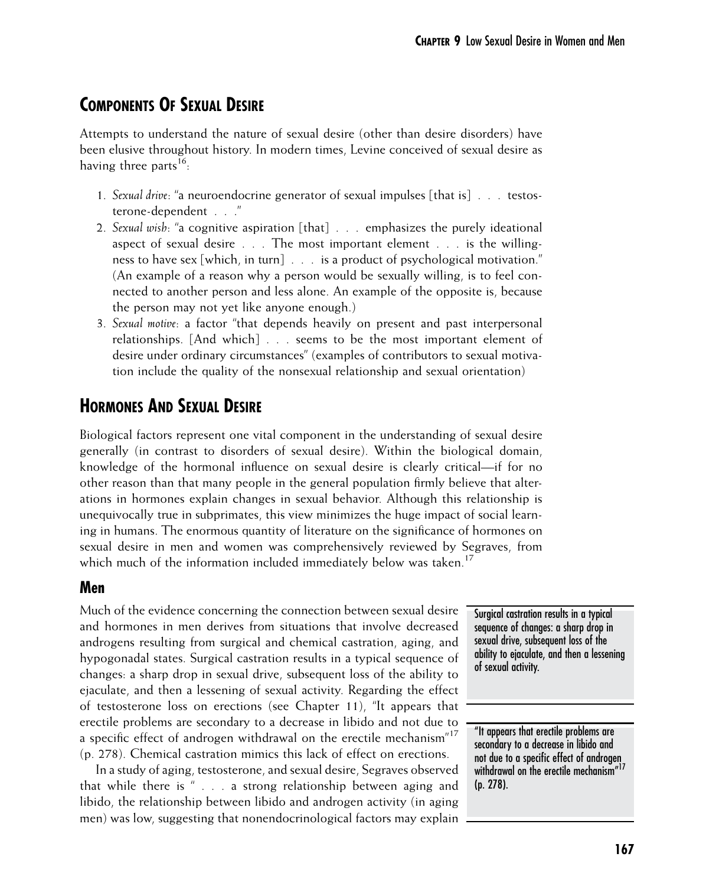## Components Of Sexual Desire

Attempts to understand the nature of sexual desire (other than desire disorders) have been elusive throughout history. In modern times, Levine conceived of sexual desire as having three parts[16]:

1. *Sexual drive*: "a neuroendocrine generator of sexual impulses [that is] . . . testosterone-dependent . . ."
2. *Sexual wish*: "a cognitive aspiration [that] . . . emphasizes the purely ideational aspect of sexual desire . . . The most important element . . . is the willingness to have sex [which, in turn] . . . is a product of psychological motivation." (An example of a reason why a person would be sexually willing, is to feel connected to another person and less alone. An example of the opposite is, because the person may not yet like anyone enough.)
3. *Sexual motive*: a factor "that depends heavily on present and past interpersonal relationships. [And which] . . . seems to be the most important element of desire under ordinary circumstances" (examples of contributors to sexual motivation include the quality of the nonsexual relationship and sexual orientation)

## Hormones And Sexual Desire

Biological factors represent one vital component in the understanding of sexual desire generally (in contrast to disorders of sexual desire). Within the biological domain, knowledge of the hormonal influence on sexual desire is clearly critical—if for no other reason than that many people in the general population firmly believe that alterations in hormones explain changes in sexual behavior. Although this relationship is unequivocally true in subprimates, this view minimizes the huge impact of social learning in humans. The enormous quantity of literature on the significance of hormones on sexual desire in men and women was comprehensively reviewed by Segraves, from which much of the information included immediately below was taken.[17]

### Men

Much of the evidence concerning the connection between sexual desire and hormones in men derives from situations that involve decreased androgens resulting from surgical and chemical castration, aging, and hypogonadal states. Surgical castration results in a typical sequence of changes: a sharp drop in sexual drive, subsequent loss of the ability to ejaculate, and then a lessening of sexual activity. Regarding the effect of testosterone loss on erections (see Chapter 11), "It appears that erectile problems are secondary to a decrease in libido and not due to a specific effect of androgen withdrawal on the erectile mechanism"[17] (p. 278). Chemical castration mimics this lack of effect on erections.

In a study of aging, testosterone, and sexual desire, Segraves observed that while there is " . . . a strong relationship between aging and libido, the relationship between libido and androgen activity (in aging men) was low, suggesting that nonendocrinological factors may explain

> Surgical castration results in a typical sequence of changes: a sharp drop in sexual drive, subsequent loss of the ability to ejaculate, and then a lessening of sexual activity.

> "It appears that erectile problems are secondary to a decrease in libido and not due to a specific effect of androgen withdrawal on the erectile mechanism"[17] (p. 278).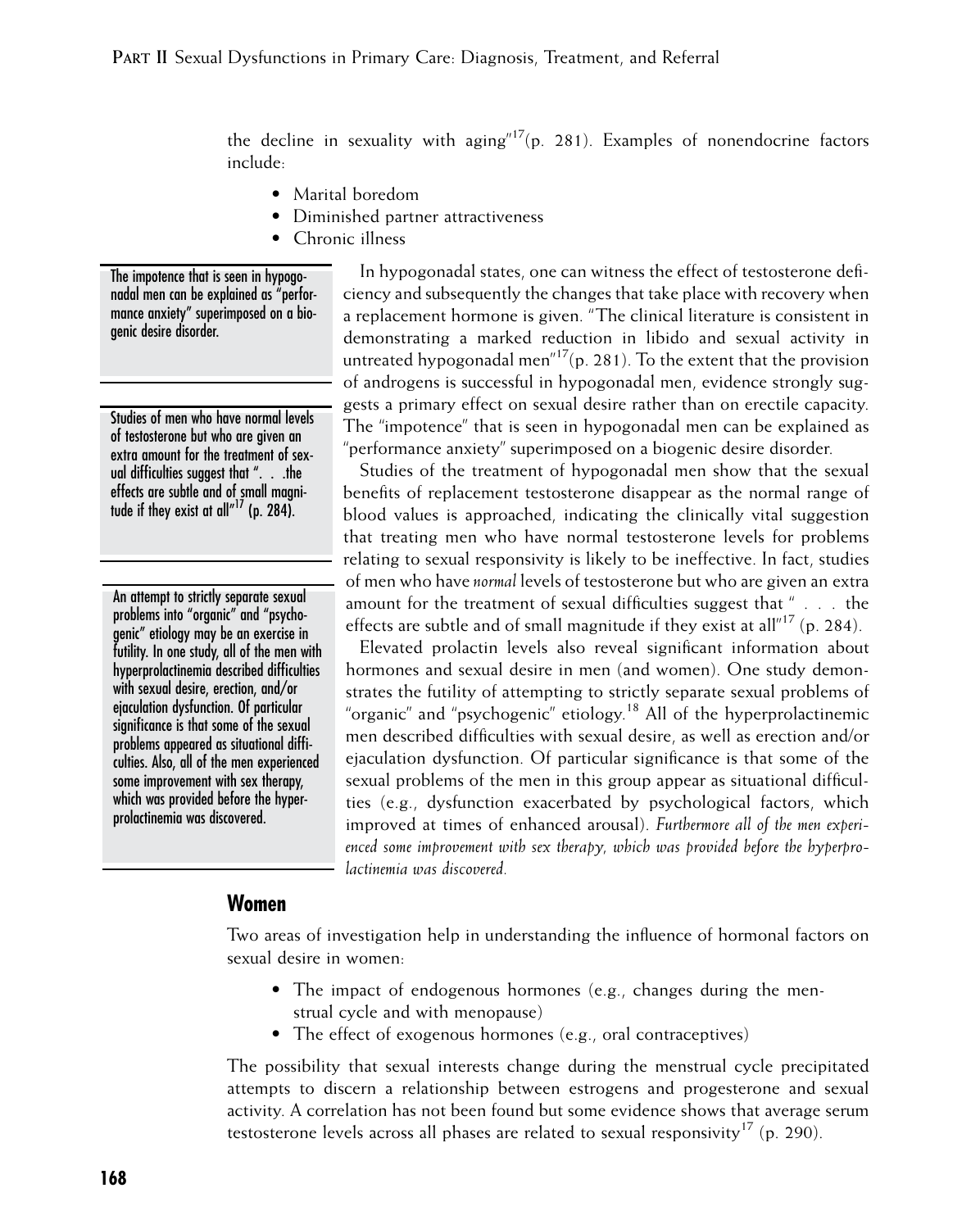the decline in sexuality with aging"[17](p. 281). Examples of nonendocrine factors include:

- Marital boredom
- Diminished partner attractiveness
- Chronic illness

> The impotence that is seen in hypogonadal men can be explained as "performance anxiety" superimposed on a biogenic desire disorder.

In hypogonadal states, one can witness the effect of testosterone deficiency and subsequently the changes that take place with recovery when a replacement hormone is given. "The clinical literature is consistent in demonstrating a marked reduction in libido and sexual activity in untreated hypogonadal men"[17](p. 281). To the extent that the provision of androgens is successful in hypogonadal men, evidence strongly suggests a primary effect on sexual desire rather than on erectile capacity. The "impotence" that is seen in hypogonadal men can be explained as "performance anxiety" superimposed on a biogenic desire disorder.

> Studies of men who have normal levels of testosterone but who are given an extra amount for the treatment of sexual difficulties suggest that ". . .the effects are subtle and of small magnitude if they exist at all"[17] (p. 284).

Studies of the treatment of hypogonadal men show that the sexual benefits of replacement testosterone disappear as the normal range of blood values is approached, indicating the clinically vital suggestion that treating men who have normal testosterone levels for problems relating to sexual responsivity is likely to be ineffective. In fact, studies of men who have *normal* levels of testosterone but who are given an extra amount for the treatment of sexual difficulties suggest that " . . . the effects are subtle and of small magnitude if they exist at all"[17] (p. 284).

> An attempt to strictly separate sexual problems into "organic" and "psychogenic" etiology may be an exercise in futility. In one study, all of the men with hyperprolactinemia described difficulties with sexual desire, erection, and/or ejaculation dysfunction. Of particular significance is that some of the sexual problems appeared as situational difficulties. Also, all of the men experienced some improvement with sex therapy, which was provided before the hyperprolactinemia was discovered.

Elevated prolactin levels also reveal significant information about hormones and sexual desire in men (and women). One study demonstrates the futility of attempting to strictly separate sexual problems of "organic" and "psychogenic" etiology.[18] All of the hyperprolactinemic men described difficulties with sexual desire, as well as erection and/or ejaculation dysfunction. Of particular significance is that some of the sexual problems of the men in this group appear as situational difficulties (e.g., dysfunction exacerbated by psychological factors, which improved at times of enhanced arousal). *Furthermore all of the men experienced some improvement with sex therapy, which was provided before the hyperprolactinemia was discovered.*

## Women

Two areas of investigation help in understanding the influence of hormonal factors on sexual desire in women:

- The impact of endogenous hormones (e.g., changes during the menstrual cycle and with menopause)
- The effect of exogenous hormones (e.g., oral contraceptives)

The possibility that sexual interests change during the menstrual cycle precipitated attempts to discern a relationship between estrogens and progesterone and sexual activity. A correlation has not been found but some evidence shows that average serum testosterone levels across all phases are related to sexual responsivity[17] (p. 290).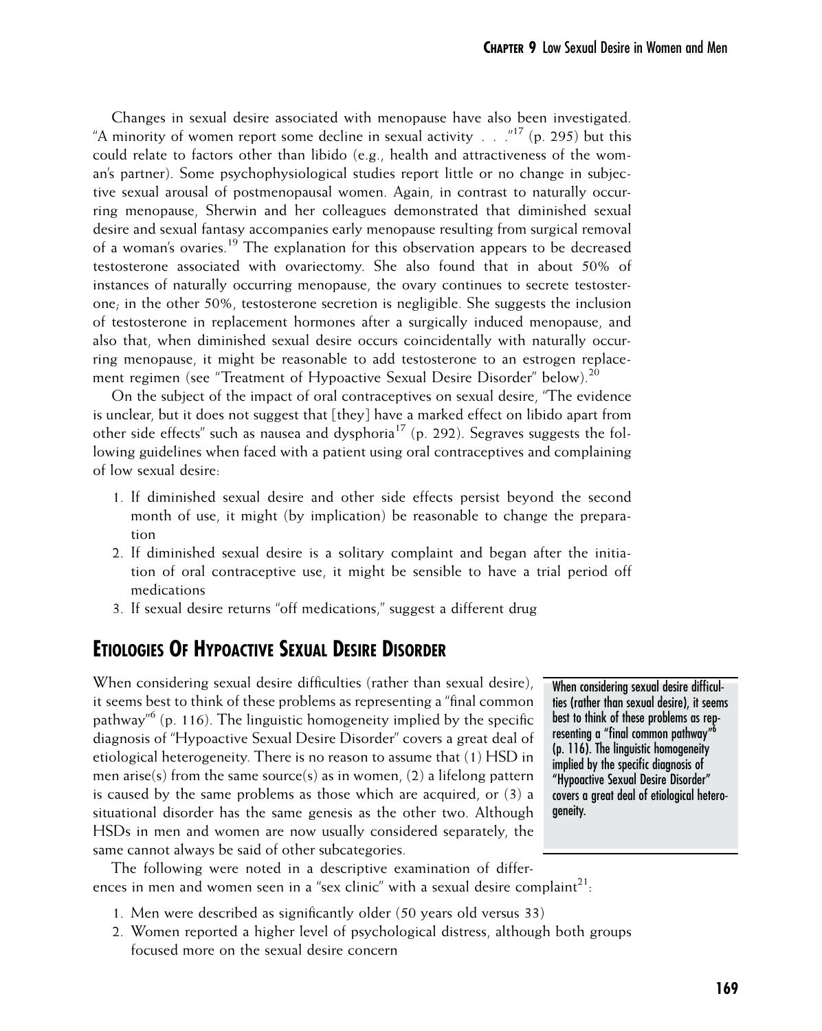Changes in sexual desire associated with menopause have also been investigated. "A minority of women report some decline in sexual activity . . ."[17] (p. 295) but this could relate to factors other than libido (e.g., health and attractiveness of the woman's partner). Some psychophysiological studies report little or no change in subjective sexual arousal of postmenopausal women. Again, in contrast to naturally occurring menopause, Sherwin and her colleagues demonstrated that diminished sexual desire and sexual fantasy accompanies early menopause resulting from surgical removal of a woman's ovaries.[19] The explanation for this observation appears to be decreased testosterone associated with ovariectomy. She also found that in about 50% of instances of naturally occurring menopause, the ovary continues to secrete testosterone; in the other 50%, testosterone secretion is negligible. She suggests the inclusion of testosterone in replacement hormones after a surgically induced menopause, and also that, when diminished sexual desire occurs coincidentally with naturally occurring menopause, it might be reasonable to add testosterone to an estrogen replacement regimen (see "Treatment of Hypoactive Sexual Desire Disorder" below).[20]

On the subject of the impact of oral contraceptives on sexual desire, "The evidence is unclear, but it does not suggest that [they] have a marked effect on libido apart from other side effects" such as nausea and dysphoria[17] (p. 292). Segraves suggests the following guidelines when faced with a patient using oral contraceptives and complaining of low sexual desire:

1. If diminished sexual desire and other side effects persist beyond the second month of use, it might (by implication) be reasonable to change the preparation
2. If diminished sexual desire is a solitary complaint and began after the initiation of oral contraceptive use, it might be sensible to have a trial period off medications
3. If sexual desire returns "off medications," suggest a different drug

## Etiologies Of Hypoactive Sexual Desire Disorder

When considering sexual desire difficulties (rather than sexual desire), it seems best to think of these problems as representing a "final common pathway"[6] (p. 116). The linguistic homogeneity implied by the specific diagnosis of "Hypoactive Sexual Desire Disorder" covers a great deal of etiological heterogeneity. There is no reason to assume that (1) HSD in men arise(s) from the same source(s) as in women, (2) a lifelong pattern is caused by the same problems as those which are acquired, or (3) a situational disorder has the same genesis as the other two. Although HSDs in men and women are now usually considered separately, the same cannot always be said of other subcategories.

> When considering sexual desire difficulties (rather than sexual desire), it seems best to think of these problems as representing a "final common pathway"[6] (p. 116). The linguistic homogeneity implied by the specific diagnosis of "Hypoactive Sexual Desire Disorder" covers a great deal of etiological heterogeneity.

The following were noted in a descriptive examination of differences in men and women seen in a "sex clinic" with a sexual desire complaint[21]:

1. Men were described as significantly older (50 years old versus 33)
2. Women reported a higher level of psychological distress, although both groups focused more on the sexual desire concern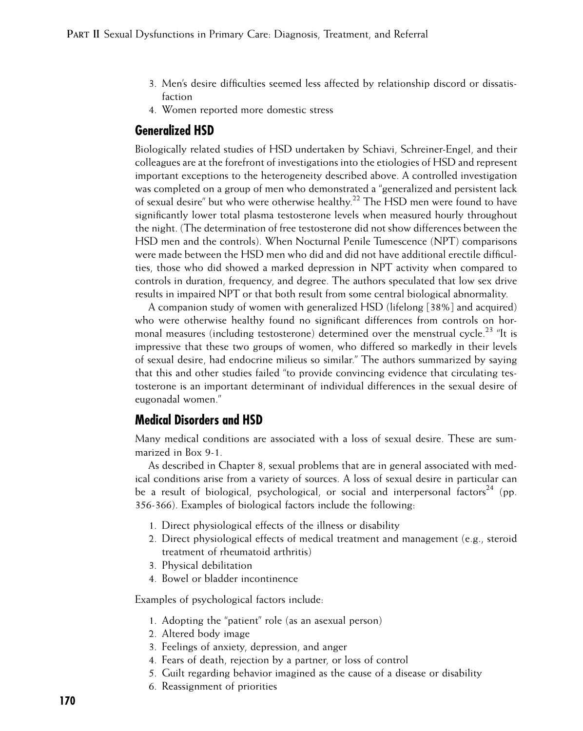3. Men's desire difficulties seemed less affected by relationship discord or dissatisfaction
4. Women reported more domestic stress

## Generalized HSD

Biologically related studies of HSD undertaken by Schiavi, Schreiner-Engel, and their colleagues are at the forefront of investigations into the etiologies of HSD and represent important exceptions to the heterogeneity described above. A controlled investigation was completed on a group of men who demonstrated a "generalized and persistent lack of sexual desire" but who were otherwise healthy.[22] The HSD men were found to have significantly lower total plasma testosterone levels when measured hourly throughout the night. (The determination of free testosterone did not show differences between the HSD men and the controls). When Nocturnal Penile Tumescence (NPT) comparisons were made between the HSD men who did and did not have additional erectile difficulties, those who did showed a marked depression in NPT activity when compared to controls in duration, frequency, and degree. The authors speculated that low sex drive results in impaired NPT or that both result from some central biological abnormality.

A companion study of women with generalized HSD (lifelong [38%] and acquired) who were otherwise healthy found no significant differences from controls on hormonal measures (including testosterone) determined over the menstrual cycle.[23] "It is impressive that these two groups of women, who differed so markedly in their levels of sexual desire, had endocrine milieus so similar." The authors summarized by saying that this and other studies failed "to provide convincing evidence that circulating testosterone is an important determinant of individual differences in the sexual desire of eugonadal women."

## Medical Disorders and HSD

Many medical conditions are associated with a loss of sexual desire. These are summarized in Box 9-1.

As described in Chapter 8, sexual problems that are in general associated with medical conditions arise from a variety of sources. A loss of sexual desire in particular can be a result of biological, psychological, or social and interpersonal factors[24] (pp. 356-366). Examples of biological factors include the following:

1. Direct physiological effects of the illness or disability
2. Direct physiological effects of medical treatment and management (e.g., steroid treatment of rheumatoid arthritis)
3. Physical debilitation
4. Bowel or bladder incontinence

Examples of psychological factors include:

1. Adopting the "patient" role (as an asexual person)
2. Altered body image
3. Feelings of anxiety, depression, and anger
4. Fears of death, rejection by a partner, or loss of control
5. Guilt regarding behavior imagined as the cause of a disease or disability
6. Reassignment of priorities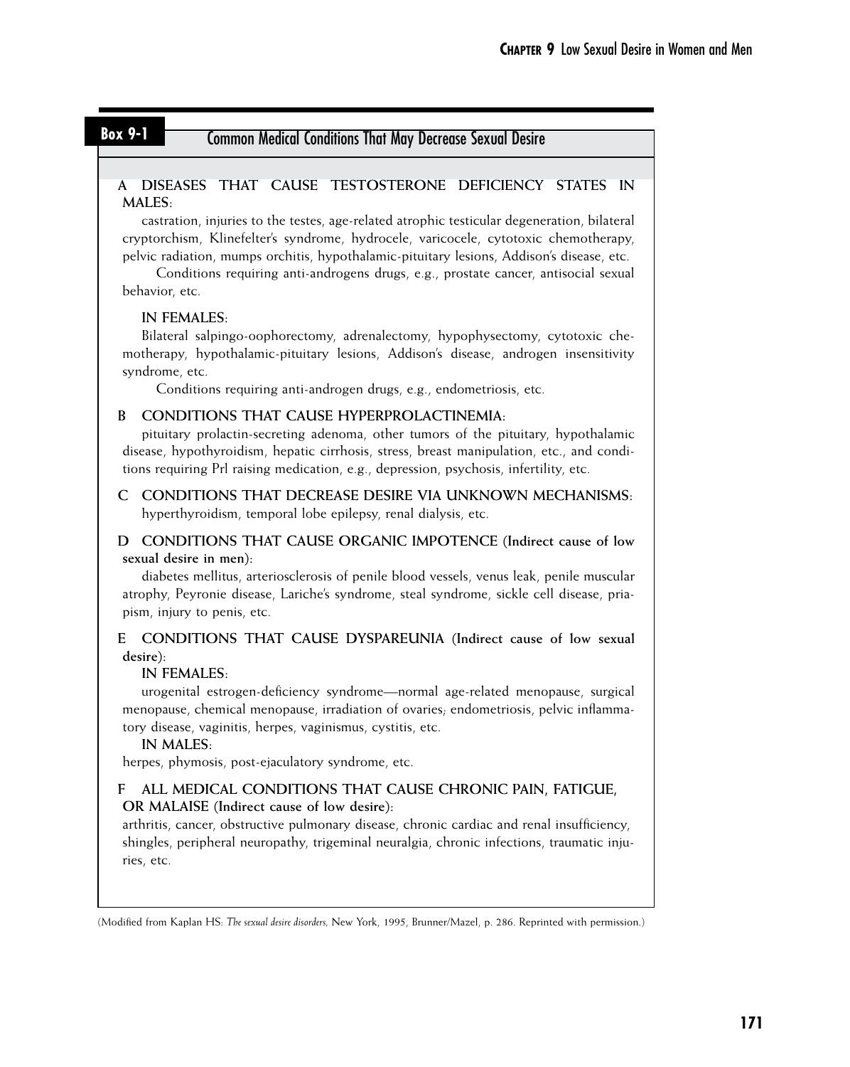## Box 9-1 Common Medical Conditions That May Decrease Sexual Desire

**A DISEASES THAT CAUSE TESTOSTERONE DEFICIENCY STATES IN MALES:**

castration, injuries to the testes, age-related atrophic testicular degeneration, bilateral cryptorchism, Klinefelter's syndrome, hydrocele, varicocele, cytotoxic chemotherapy, pelvic radiation, mumps orchitis, hypothalamic-pituitary lesions, Addison's disease, etc.

Conditions requiring anti-androgens drugs, e.g., prostate cancer, antisocial sexual behavior, etc.

**IN FEMALES:**

Bilateral salpingo-oophorectomy, adrenalectomy, hypophysectomy, cytotoxic chemotherapy, hypothalamic-pituitary lesions, Addison's disease, androgen insensitivity syndrome, etc.

Conditions requiring anti-androgen drugs, e.g., endometriosis, etc.

**B CONDITIONS THAT CAUSE HYPERPROLACTINEMIA:**

pituitary prolactin-secreting adenoma, other tumors of the pituitary, hypothalamic disease, hypothyroidism, hepatic cirrhosis, stress, breast manipulation, etc., and conditions requiring Prl raising medication, e.g., depression, psychosis, infertility, etc.

**C CONDITIONS THAT DECREASE DESIRE VIA UNKNOWN MECHANISMS:**

hyperthyroidism, temporal lobe epilepsy, renal dialysis, etc.

**D CONDITIONS THAT CAUSE ORGANIC IMPOTENCE (Indirect cause of low sexual desire in men):**

diabetes mellitus, arteriosclerosis of penile blood vessels, venus leak, penile muscular atrophy, Peyronie disease, Lariche's syndrome, steal syndrome, sickle cell disease, priapism, injury to penis, etc.

**E CONDITIONS THAT CAUSE DYSPAREUNIA (Indirect cause of low sexual desire):**

**IN FEMALES:**

urogenital estrogen-deficiency syndrome—normal age-related menopause, surgical menopause, chemical menopause, irradiation of ovaries; endometriosis, pelvic inflammatory disease, vaginitis, herpes, vaginismus, cystitis, etc.

**IN MALES:**

herpes, phymosis, post-ejaculatory syndrome, etc.

**F ALL MEDICAL CONDITIONS THAT CAUSE CHRONIC PAIN, FATIGUE, OR MALAISE (Indirect cause of low desire):**

arthritis, cancer, obstructive pulmonary disease, chronic cardiac and renal insufficiency, shingles, peripheral neuropathy, trigeminal neuralgia, chronic infections, traumatic injuries, etc.

(Modified from Kaplan HS: *The sexual desire disorders,* New York, 1995, Brunner/Mazel, p. 286. Reprinted with permission.)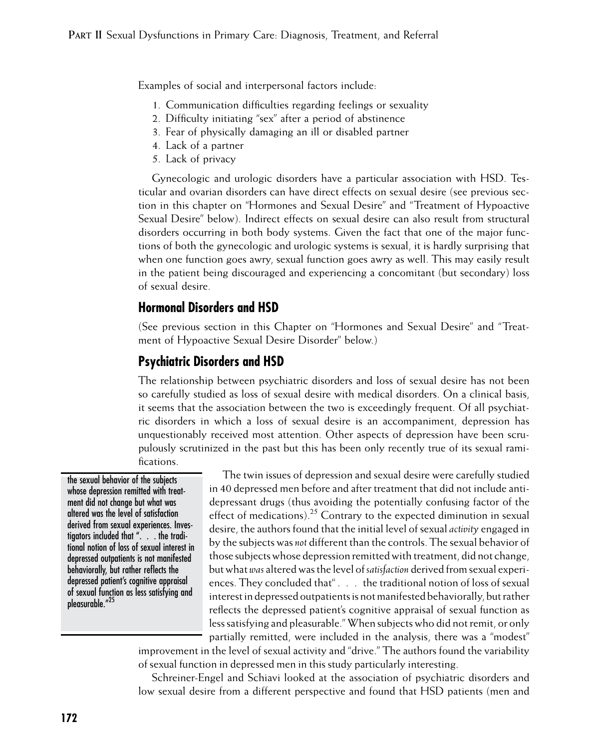Examples of social and interpersonal factors include:

1. Communication difficulties regarding feelings or sexuality
2. Difficulty initiating "sex" after a period of abstinence
3. Fear of physically damaging an ill or disabled partner
4. Lack of a partner
5. Lack of privacy

Gynecologic and urologic disorders have a particular association with HSD. Testicular and ovarian disorders can have direct effects on sexual desire (see previous section in this chapter on "Hormones and Sexual Desire" and "Treatment of Hypoactive Sexual Desire" below). Indirect effects on sexual desire can also result from structural disorders occurring in both body systems. Given the fact that one of the major functions of both the gynecologic and urologic systems is sexual, it is hardly surprising that when one function goes awry, sexual function goes awry as well. This may easily result in the patient being discouraged and experiencing a concomitant (but secondary) loss of sexual desire.

## Hormonal Disorders and HSD

(See previous section in this Chapter on "Hormones and Sexual Desire" and "Treatment of Hypoactive Sexual Desire Disorder" below.)

## Psychiatric Disorders and HSD

The relationship between psychiatric disorders and loss of sexual desire has not been so carefully studied as loss of sexual desire with medical disorders. On a clinical basis, it seems that the association between the two is exceedingly frequent. Of all psychiatric disorders in which a loss of sexual desire is an accompaniment, depression has unquestionably received most attention. Other aspects of depression have been scrupulously scrutinized in the past but this has been only recently true of its sexual ramifications.

> the sexual behavior of the subjects whose depression remitted with treatment did not change but what was altered was the level of satisfaction derived from sexual experiences. Investigators included that ". . . the traditional notion of loss of sexual interest in depressed outpatients is not manifested behaviorally, but rather reflects the depressed patient's cognitive appraisal of sexual function as less satisfying and pleasurable."[25]

The twin issues of depression and sexual desire were carefully studied in 40 depressed men before and after treatment that did not include antidepressant drugs (thus avoiding the potentially confusing factor of the effect of medications).[25] Contrary to the expected diminution in sexual desire, the authors found that the initial level of sexual *activity* engaged in by the subjects was *not* different than the controls. The sexual behavior of those subjects whose depression remitted with treatment, did not change, but what *was* altered was the level of *satisfaction* derived from sexual experiences. They concluded that" . . . the traditional notion of loss of sexual interest in depressed outpatients is not manifested behaviorally, but rather reflects the depressed patient's cognitive appraisal of sexual function as less satisfying and pleasurable." When subjects who did not remit, or only partially remitted, were included in the analysis, there was a "modest" improvement in the level of sexual activity and "drive." The authors found the variability of sexual function in depressed men in this study particularly interesting.

Schreiner-Engel and Schiavi looked at the association of psychiatric disorders and low sexual desire from a different perspective and found that HSD patients (men and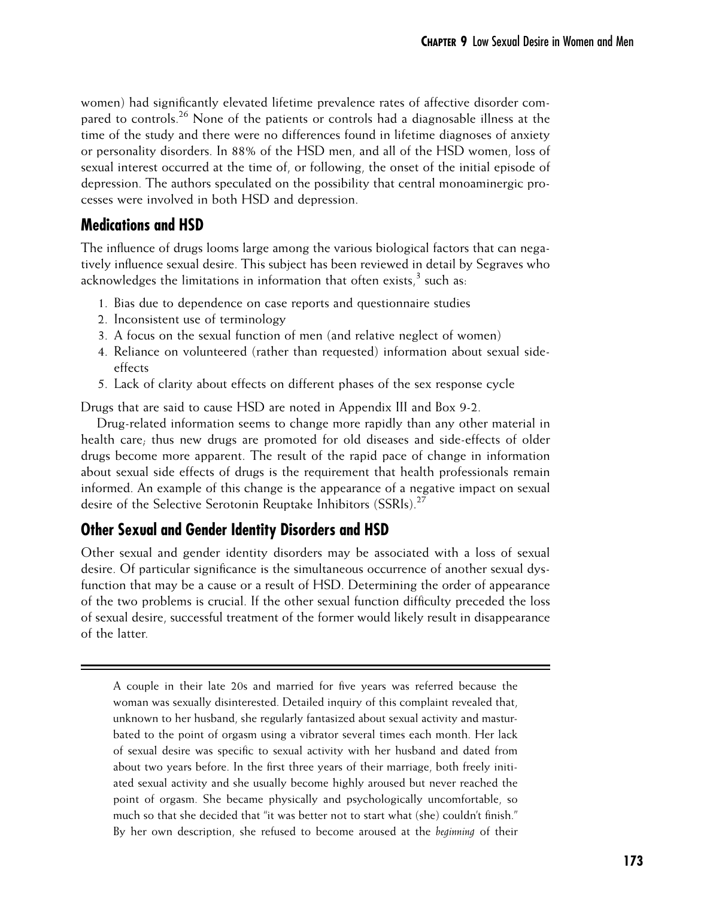women) had significantly elevated lifetime prevalence rates of affective disorder compared to controls.[26] None of the patients or controls had a diagnosable illness at the time of the study and there were no differences found in lifetime diagnoses of anxiety or personality disorders. In 88% of the HSD men, and all of the HSD women, loss of sexual interest occurred at the time of, or following, the onset of the initial episode of depression. The authors speculated on the possibility that central monoaminergic processes were involved in both HSD and depression.

## Medications and HSD

The influence of drugs looms large among the various biological factors that can negatively influence sexual desire. This subject has been reviewed in detail by Segraves who acknowledges the limitations in information that often exists,[3] such as:

1. Bias due to dependence on case reports and questionnaire studies
2. Inconsistent use of terminology
3. A focus on the sexual function of men (and relative neglect of women)
4. Reliance on volunteered (rather than requested) information about sexual side-effects
5. Lack of clarity about effects on different phases of the sex response cycle

Drugs that are said to cause HSD are noted in Appendix III and Box 9-2.

Drug-related information seems to change more rapidly than any other material in health care; thus new drugs are promoted for old diseases and side-effects of older drugs become more apparent. The result of the rapid pace of change in information about sexual side effects of drugs is the requirement that health professionals remain informed. An example of this change is the appearance of a negative impact on sexual desire of the Selective Serotonin Reuptake Inhibitors (SSRIs).[27]

## Other Sexual and Gender Identity Disorders and HSD

Other sexual and gender identity disorders may be associated with a loss of sexual desire. Of particular significance is the simultaneous occurrence of another sexual dysfunction that may be a cause or a result of HSD. Determining the order of appearance of the two problems is crucial. If the other sexual function difficulty preceded the loss of sexual desire, successful treatment of the former would likely result in disappearance of the latter.

---

A couple in their late 20s and married for five years was referred because the woman was sexually disinterested. Detailed inquiry of this complaint revealed that, unknown to her husband, she regularly fantasized about sexual activity and masturbated to the point of orgasm using a vibrator several times each month. Her lack of sexual desire was specific to sexual activity with her husband and dated from about two years before. In the first three years of their marriage, both freely initiated sexual activity and she usually become highly aroused but never reached the point of orgasm. She became physically and psychologically uncomfortable, so much so that she decided that "it was better not to start what (she) couldn't finish." By her own description, she refused to become aroused at the *beginning* of their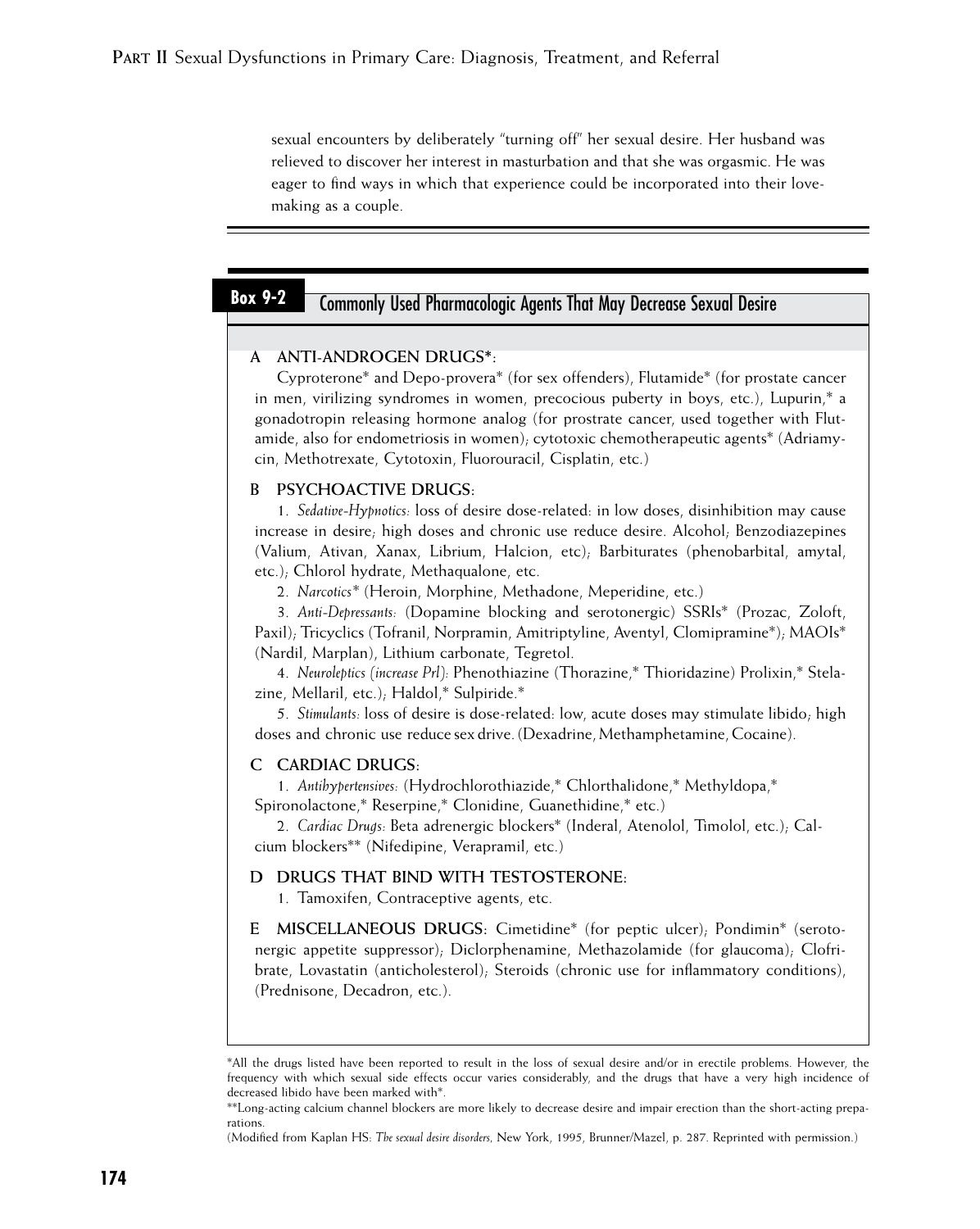sexual encounters by deliberately "turning off" her sexual desire. Her husband was relieved to discover her interest in masturbation and that she was orgasmic. He was eager to find ways in which that experience could be incorporated into their lovemaking as a couple.

## Box 9-2 Commonly Used Pharmacologic Agents That May Decrease Sexual Desire

**A ANTI-ANDROGEN DRUGS*:**

Cyproterone* and Depo-provera* (for sex offenders), Flutamide* (for prostate cancer in men, virilizing syndromes in women, precocious puberty in boys, etc.), Lupurin,* a gonadotropin releasing hormone analog (for prostrate cancer, used together with Flutamide, also for endometriosis in women); cytotoxic chemotherapeutic agents* (Adriamycin, Methotrexate, Cytotoxin, Fluorouracil, Cisplatin, etc.)

**B PSYCHOACTIVE DRUGS:**

1. *Sedative-Hypnotics:* loss of desire dose-related: in low doses, disinhibition may cause increase in desire; high doses and chronic use reduce desire. Alcohol; Benzodiazepines (Valium, Ativan, Xanax, Librium, Halcion, etc); Barbiturates (phenobarbital, amytal, etc.); Chlorol hydrate, Methaqualone, etc.

2. *Narcotics** (Heroin, Morphine, Methadone, Meperidine, etc.)

3. *Anti-Depressants:* (Dopamine blocking and serotonergic) SSRIs* (Prozac, Zoloft, Paxil); Tricyclics (Tofranil, Norpramin, Amitriptyline, Aventyl, Clomipramine*); MAOIs* (Nardil, Marplan), Lithium carbonate, Tegretol.

4. *Neuroleptics (increase Prl):* Phenothiazine (Thorazine,* Thioridazine) Prolixin,* Stelazine, Mellaril, etc.); Haldol,* Sulpiride.*

5. *Stimulants:* loss of desire is dose-related: low, acute doses may stimulate libido; high doses and chronic use reduce sex drive. (Dexadrine, Methamphetamine, Cocaine).

**C CARDIAC DRUGS:**

1. *Antihypertensives:* (Hydrochlorothiazide,* Chlorthalidone,* Methyldopa,* Spironolactone,* Reserpine,* Clonidine, Guanethidine,* etc.)

2. *Cardiac Drugs:* Beta adrenergic blockers* (Inderal, Atenolol, Timolol, etc.); Calcium blockers** (Nifedipine, Verapramil, etc.)

**D DRUGS THAT BIND WITH TESTOSTERONE:**

1. Tamoxifen, Contraceptive agents, etc.

**E MISCELLANEOUS DRUGS:** Cimetidine* (for peptic ulcer); Pondimin* (serotonergic appetite suppressor); Diclorphenamine, Methazolamide (for glaucoma); Clofribrate, Lovastatin (anticholesterol); Steroids (chronic use for inflammatory conditions), (Prednisone, Decadron, etc.).

*All the drugs listed have been reported to result in the loss of sexual desire and/or in erectile problems. However, the frequency with which sexual side effects occur varies considerably, and the drugs that have a very high incidence of decreased libido have been marked with*.

**Long-acting calcium channel blockers are more likely to decrease desire and impair erection than the short-acting preparations.

(Modified from Kaplan HS: *The sexual desire disorders,* New York, 1995, Brunner/Mazel, p. 287. Reprinted with permission.)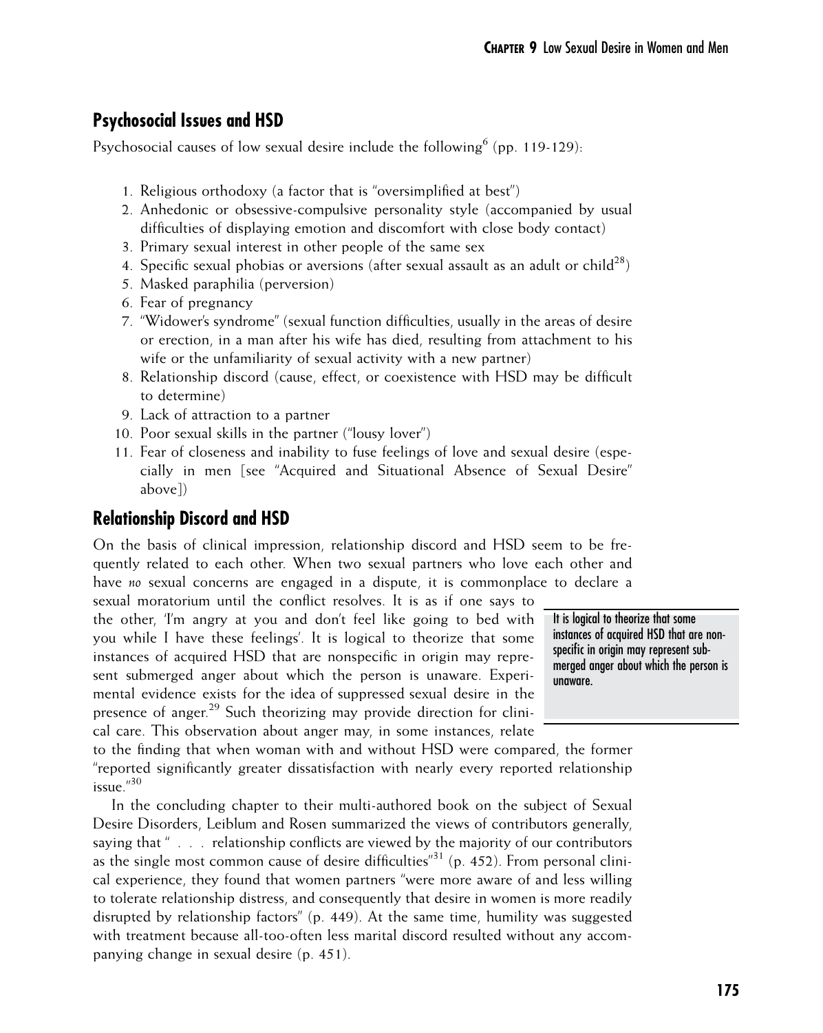## Psychosocial Issues and HSD

Psychosocial causes of low sexual desire include the following[6] (pp. 119-129):

1. Religious orthodoxy (a factor that is "oversimplified at best")
2. Anhedonic or obsessive-compulsive personality style (accompanied by usual difficulties of displaying emotion and discomfort with close body contact)
3. Primary sexual interest in other people of the same sex
4. Specific sexual phobias or aversions (after sexual assault as an adult or child[28])
5. Masked paraphilia (perversion)
6. Fear of pregnancy
7. "Widower's syndrome" (sexual function difficulties, usually in the areas of desire or erection, in a man after his wife has died, resulting from attachment to his wife or the unfamiliarity of sexual activity with a new partner)
8. Relationship discord (cause, effect, or coexistence with HSD may be difficult to determine)
9. Lack of attraction to a partner
10. Poor sexual skills in the partner ("lousy lover")
11. Fear of closeness and inability to fuse feelings of love and sexual desire (especially in men [see "Acquired and Situational Absence of Sexual Desire" above])

## Relationship Discord and HSD

On the basis of clinical impression, relationship discord and HSD seem to be frequently related to each other. When two sexual partners who love each other and have *no* sexual concerns are engaged in a dispute, it is commonplace to declare a sexual moratorium until the conflict resolves. It is as if one says to the other, 'I'm angry at you and don't feel like going to bed with you while I have these feelings'. It is logical to theorize that some instances of acquired HSD that are nonspecific in origin may represent submerged anger about which the person is unaware. Experimental evidence exists for the idea of suppressed sexual desire in the presence of anger.[29] Such theorizing may provide direction for clinical care. This observation about anger may, in some instances, relate to the finding that when woman with and without HSD were compared, the former "reported significantly greater dissatisfaction with nearly every reported relationship issue."[30]

> **It is logical to theorize that some instances of acquired HSD that are nonspecific in origin may represent submerged anger about which the person is unaware.**

In the concluding chapter to their multi-authored book on the subject of Sexual Desire Disorders, Leiblum and Rosen summarized the views of contributors generally, saying that " . . . relationship conflicts are viewed by the majority of our contributors as the single most common cause of desire difficulties"[31] (p. 452). From personal clinical experience, they found that women partners "were more aware of and less willing to tolerate relationship distress, and consequently that desire in women is more readily disrupted by relationship factors" (p. 449). At the same time, humility was suggested with treatment because all-too-often less marital discord resulted without any accompanying change in sexual desire (p. 451).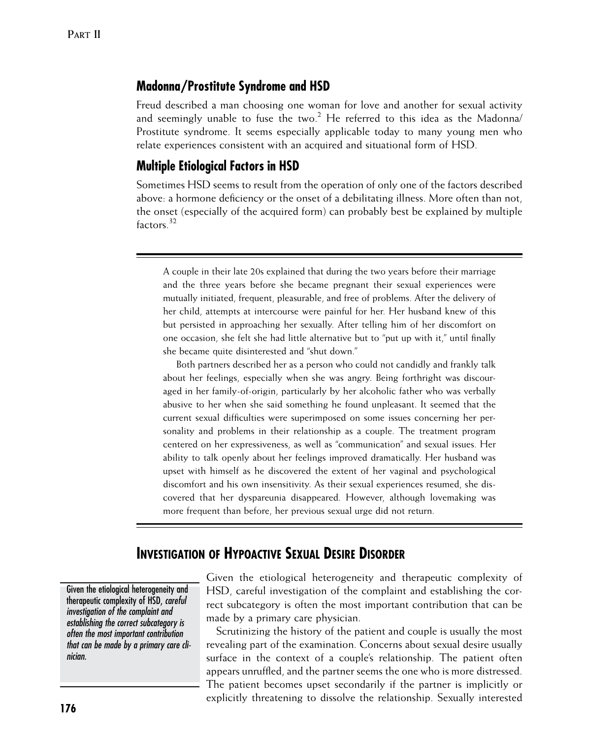## Madonna/Prostitute Syndrome and HSD

Freud described a man choosing one woman for love and another for sexual activity and seemingly unable to fuse the two.[2] He referred to this idea as the Madonna/Prostitute syndrome. It seems especially applicable today to many young men who relate experiences consistent with an acquired and situational form of HSD.

## Multiple Etiological Factors in HSD

Sometimes HSD seems to result from the operation of only one of the factors described above: a hormone deficiency or the onset of a debilitating illness. More often than not, the onset (especially of the acquired form) can probably best be explained by multiple factors.[32]

---

A couple in their late 20s explained that during the two years before their marriage and the three years before she became pregnant their sexual experiences were mutually initiated, frequent, pleasurable, and free of problems. After the delivery of her child, attempts at intercourse were painful for her. Her husband knew of this but persisted in approaching her sexually. After telling him of her discomfort on one occasion, she felt she had little alternative but to "put up with it," until finally she became quite disinterested and "shut down."

Both partners described her as a person who could not candidly and frankly talk about her feelings, especially when she was angry. Being forthright was discouraged in her family-of-origin, particularly by her alcoholic father who was verbally abusive to her when she said something he found unpleasant. It seemed that the current sexual difficulties were superimposed on some issues concerning her personality and problems in their relationship as a couple. The treatment program centered on her expressiveness, as well as "communication" and sexual issues. Her ability to talk openly about her feelings improved dramatically. Her husband was upset with himself as he discovered the extent of her vaginal and psychological discomfort and his own insensitivity. As their sexual experiences resumed, she discovered that her dyspareunia disappeared. However, although lovemaking was more frequent than before, her previous sexual urge did not return.

---

# Investigation of Hypoactive Sexual Desire Disorder

> **Given the etiological heterogeneity and therapeutic complexity of HSD,** ***careful investigation of the complaint and establishing the correct subcategory is often the most important contribution that can be made by a primary care clinician.***

Given the etiological heterogeneity and therapeutic complexity of HSD, careful investigation of the complaint and establishing the correct subcategory is often the most important contribution that can be made by a primary care physician.

Scrutinizing the history of the patient and couple is usually the most revealing part of the examination. Concerns about sexual desire usually surface in the context of a couple's relationship. The patient often appears unruffled, and the partner seems the one who is more distressed. The patient becomes upset secondarily if the partner is implicitly or explicitly threatening to dissolve the relationship. Sexually interested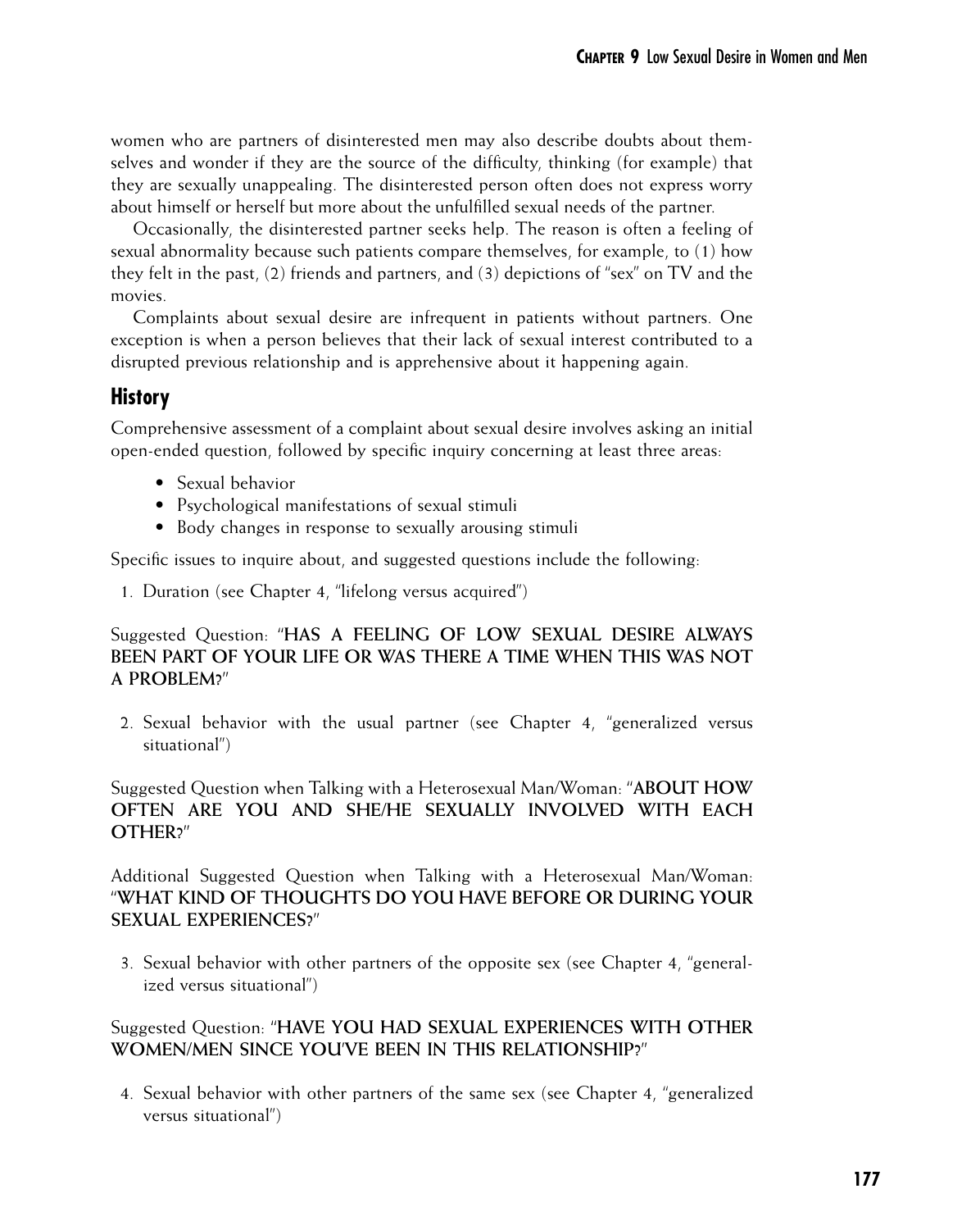women who are partners of disinterested men may also describe doubts about themselves and wonder if they are the source of the difficulty, thinking (for example) that they are sexually unappealing. The disinterested person often does not express worry about himself or herself but more about the unfulfilled sexual needs of the partner.

Occasionally, the disinterested partner seeks help. The reason is often a feeling of sexual abnormality because such patients compare themselves, for example, to (1) how they felt in the past, (2) friends and partners, and (3) depictions of "sex" on TV and the movies.

Complaints about sexual desire are infrequent in patients without partners. One exception is when a person believes that their lack of sexual interest contributed to a disrupted previous relationship and is apprehensive about it happening again.

## History

Comprehensive assessment of a complaint about sexual desire involves asking an initial open-ended question, followed by specific inquiry concerning at least three areas:

- Sexual behavior
- Psychological manifestations of sexual stimuli
- Body changes in response to sexually arousing stimuli

Specific issues to inquire about, and suggested questions include the following:

1. Duration (see Chapter 4, "lifelong versus acquired")

Suggested Question: "**HAS A FEELING OF LOW SEXUAL DESIRE ALWAYS BEEN PART OF YOUR LIFE OR WAS THERE A TIME WHEN THIS WAS NOT A PROBLEM?**"

2. Sexual behavior with the usual partner (see Chapter 4, "generalized versus situational")

Suggested Question when Talking with a Heterosexual Man/Woman: "**ABOUT HOW OFTEN ARE YOU AND SHE/HE SEXUALLY INVOLVED WITH EACH OTHER?**"

Additional Suggested Question when Talking with a Heterosexual Man/Woman: "**WHAT KIND OF THOUGHTS DO YOU HAVE BEFORE OR DURING YOUR SEXUAL EXPERIENCES?**"

3. Sexual behavior with other partners of the opposite sex (see Chapter 4, "generalized versus situational")

Suggested Question: "**HAVE YOU HAD SEXUAL EXPERIENCES WITH OTHER WOMEN/MEN SINCE YOU'VE BEEN IN THIS RELATIONSHIP?**"

4. Sexual behavior with other partners of the same sex (see Chapter 4, "generalized versus situational")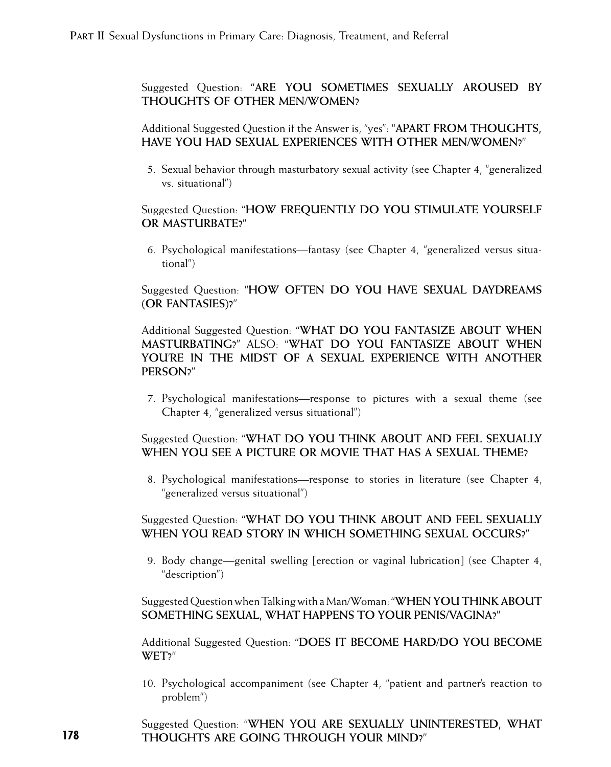Suggested Question: "**ARE YOU SOMETIMES SEXUALLY AROUSED BY THOUGHTS OF OTHER MEN/WOMEN?**

Additional Suggested Question if the Answer is, "yes": "**APART FROM THOUGHTS, HAVE YOU HAD SEXUAL EXPERIENCES WITH OTHER MEN/WOMEN?**"

5. Sexual behavior through masturbatory sexual activity (see Chapter 4, "generalized vs. situational")

Suggested Question: "**HOW FREQUENTLY DO YOU STIMULATE YOURSELF OR MASTURBATE?**"

6. Psychological manifestations—fantasy (see Chapter 4, "generalized versus situational")

Suggested Question: "**HOW OFTEN DO YOU HAVE SEXUAL DAYDREAMS (OR FANTASIES)?**"

Additional Suggested Question: "**WHAT DO YOU FANTASIZE ABOUT WHEN MASTURBATING?**" ALSO: "**WHAT DO YOU FANTASIZE ABOUT WHEN YOU'RE IN THE MIDST OF A SEXUAL EXPERIENCE WITH ANOTHER PERSON?**"

7. Psychological manifestations—response to pictures with a sexual theme (see Chapter 4, "generalized versus situational")

Suggested Question: "**WHAT DO YOU THINK ABOUT AND FEEL SEXUALLY WHEN YOU SEE A PICTURE OR MOVIE THAT HAS A SEXUAL THEME?**

8. Psychological manifestations—response to stories in literature (see Chapter 4, "generalized versus situational")

Suggested Question: "**WHAT DO YOU THINK ABOUT AND FEEL SEXUALLY WHEN YOU READ STORY IN WHICH SOMETHING SEXUAL OCCURS?**"

9. Body change—genital swelling [erection or vaginal lubrication] (see Chapter 4, "description")

Suggested Question when Talking with a Man/Woman: "**WHEN YOU THINK ABOUT SOMETHING SEXUAL, WHAT HAPPENS TO YOUR PENIS/VAGINA?**"

Additional Suggested Question: "**DOES IT BECOME HARD/DO YOU BECOME WET?**"

10. Psychological accompaniment (see Chapter 4, "patient and partner's reaction to problem")

Suggested Question: "**WHEN YOU ARE SEXUALLY UNINTERESTED, WHAT THOUGHTS ARE GOING THROUGH YOUR MIND?**"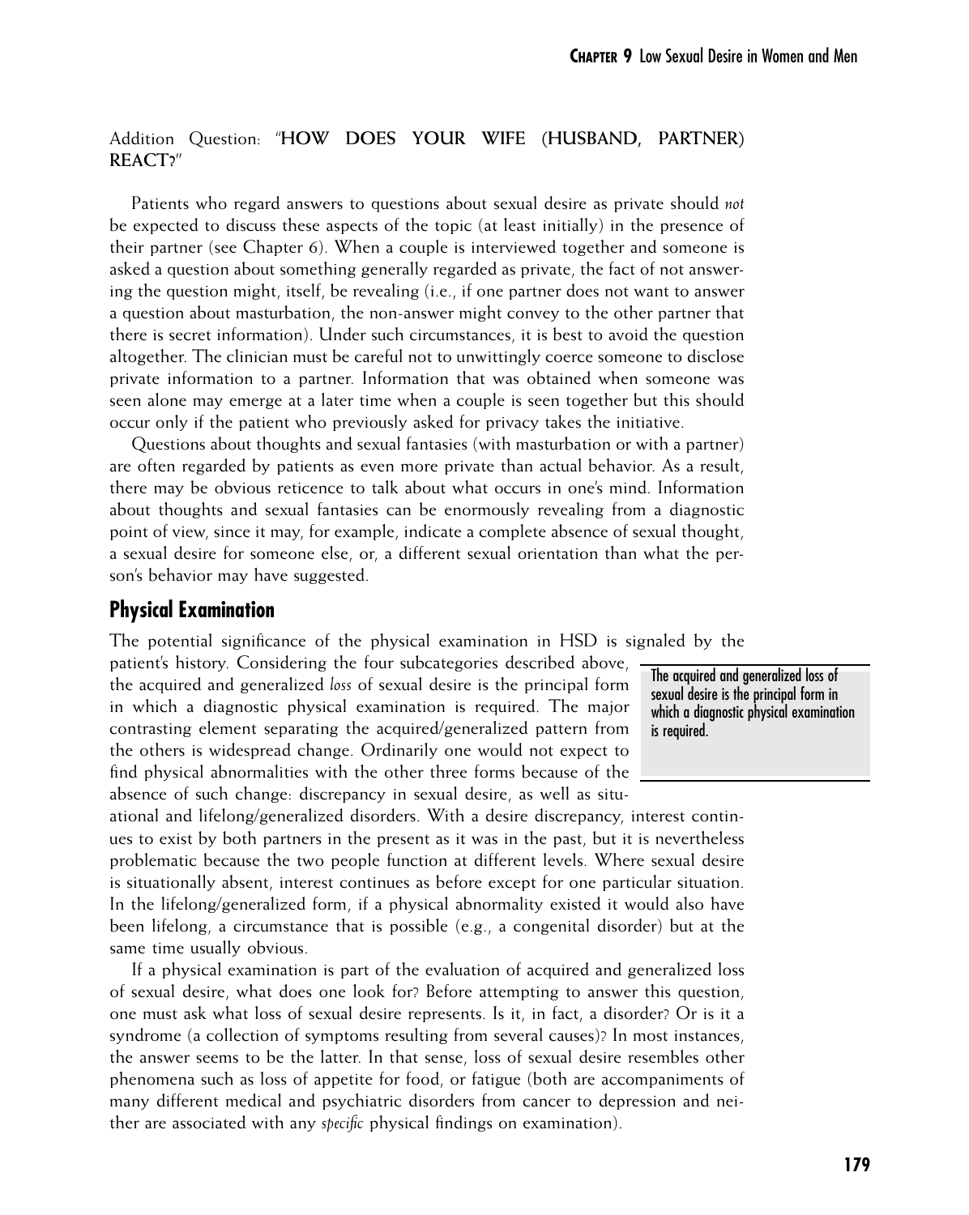Addition Question: "**HOW DOES YOUR WIFE (HUSBAND, PARTNER) REACT?**"

Patients who regard answers to questions about sexual desire as private should *not* be expected to discuss these aspects of the topic (at least initially) in the presence of their partner (see Chapter 6). When a couple is interviewed together and someone is asked a question about something generally regarded as private, the fact of not answering the question might, itself, be revealing (i.e., if one partner does not want to answer a question about masturbation, the non-answer might convey to the other partner that there is secret information). Under such circumstances, it is best to avoid the question altogether. The clinician must be careful not to unwittingly coerce someone to disclose private information to a partner. Information that was obtained when someone was seen alone may emerge at a later time when a couple is seen together but this should occur only if the patient who previously asked for privacy takes the initiative.

Questions about thoughts and sexual fantasies (with masturbation or with a partner) are often regarded by patients as even more private than actual behavior. As a result, there may be obvious reticence to talk about what occurs in one's mind. Information about thoughts and sexual fantasies can be enormously revealing from a diagnostic point of view, since it may, for example, indicate a complete absence of sexual thought, a sexual desire for someone else, or, a different sexual orientation than what the person's behavior may have suggested.

## Physical Examination

The potential significance of the physical examination in HSD is signaled by the patient's history. Considering the four subcategories described above, the acquired and generalized *loss* of sexual desire is the principal form in which a diagnostic physical examination is required. The major contrasting element separating the acquired/generalized pattern from the others is widespread change. Ordinarily one would not expect to find physical abnormalities with the other three forms because of the absence of such change: discrepancy in sexual desire, as well as situational and lifelong/generalized disorders. With a desire discrepancy, interest continues to exist by both partners in the present as it was in the past, but it is nevertheless problematic because the two people function at different levels. Where sexual desire is situationally absent, interest continues as before except for one particular situation. In the lifelong/generalized form, if a physical abnormality existed it would also have been lifelong, a circumstance that is possible (e.g., a congenital disorder) but at the same time usually obvious.

> **The acquired and generalized loss of sexual desire is the principal form in which a diagnostic physical examination is required.**

If a physical examination is part of the evaluation of acquired and generalized loss of sexual desire, what does one look for? Before attempting to answer this question, one must ask what loss of sexual desire represents. Is it, in fact, a disorder? Or is it a syndrome (a collection of symptoms resulting from several causes)? In most instances, the answer seems to be the latter. In that sense, loss of sexual desire resembles other phenomena such as loss of appetite for food, or fatigue (both are accompaniments of many different medical and psychiatric disorders from cancer to depression and neither are associated with any *specific* physical findings on examination).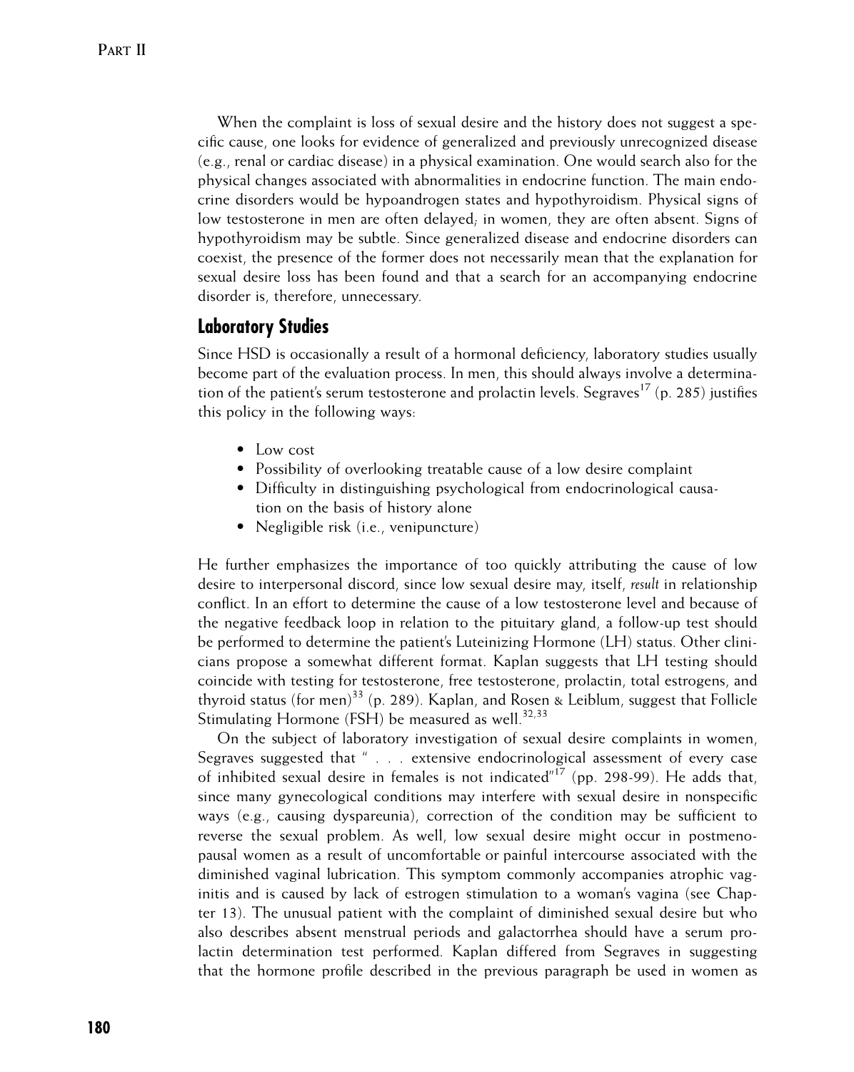When the complaint is loss of sexual desire and the history does not suggest a specific cause, one looks for evidence of generalized and previously unrecognized disease (e.g., renal or cardiac disease) in a physical examination. One would search also for the physical changes associated with abnormalities in endocrine function. The main endocrine disorders would be hypoandrogen states and hypothyroidism. Physical signs of low testosterone in men are often delayed; in women, they are often absent. Signs of hypothyroidism may be subtle. Since generalized disease and endocrine disorders can coexist, the presence of the former does not necessarily mean that the explanation for sexual desire loss has been found and that a search for an accompanying endocrine disorder is, therefore, unnecessary.

## Laboratory Studies

Since HSD is occasionally a result of a hormonal deficiency, laboratory studies usually become part of the evaluation process. In men, this should always involve a determination of the patient's serum testosterone and prolactin levels. Segraves[17] (p. 285) justifies this policy in the following ways:

- Low cost
- Possibility of overlooking treatable cause of a low desire complaint
- Difficulty in distinguishing psychological from endocrinological causation on the basis of history alone
- Negligible risk (i.e., venipuncture)

He further emphasizes the importance of too quickly attributing the cause of low desire to interpersonal discord, since low sexual desire may, itself, *result* in relationship conflict. In an effort to determine the cause of a low testosterone level and because of the negative feedback loop in relation to the pituitary gland, a follow-up test should be performed to determine the patient's Luteinizing Hormone (LH) status. Other clinicians propose a somewhat different format. Kaplan suggests that LH testing should coincide with testing for testosterone, free testosterone, prolactin, total estrogens, and thyroid status (for men)[33] (p. 289). Kaplan, and Rosen & Leiblum, suggest that Follicle Stimulating Hormone (FSH) be measured as well.[32,33]

On the subject of laboratory investigation of sexual desire complaints in women, Segraves suggested that " . . . extensive endocrinological assessment of every case of inhibited sexual desire in females is not indicated"[17] (pp. 298-99). He adds that, since many gynecological conditions may interfere with sexual desire in nonspecific ways (e.g., causing dyspareunia), correction of the condition may be sufficient to reverse the sexual problem. As well, low sexual desire might occur in postmenopausal women as a result of uncomfortable or painful intercourse associated with the diminished vaginal lubrication. This symptom commonly accompanies atrophic vaginitis and is caused by lack of estrogen stimulation to a woman's vagina (see Chapter 13). The unusual patient with the complaint of diminished sexual desire but who also describes absent menstrual periods and galactorrhea should have a serum prolactin determination test performed. Kaplan differed from Segraves in suggesting that the hormone profile described in the previous paragraph be used in women as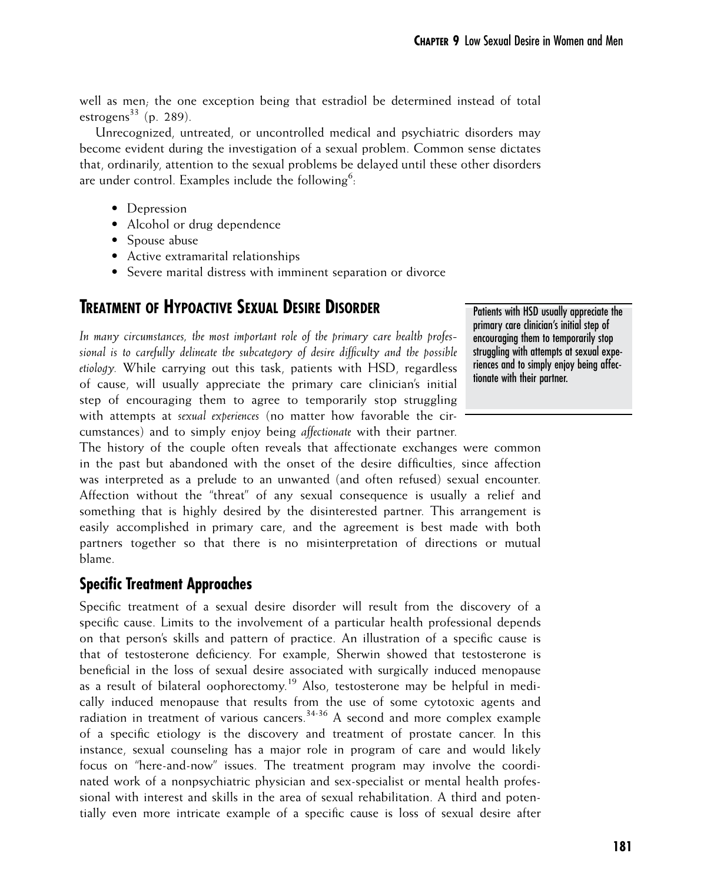well as men; the one exception being that estradiol be determined instead of total estrogens[33] (p. 289).

Unrecognized, untreated, or uncontrolled medical and psychiatric disorders may become evident during the investigation of a sexual problem. Common sense dictates that, ordinarily, attention to the sexual problems be delayed until these other disorders are under control. Examples include the following[6]:

- Depression
- Alcohol or drug dependence
- Spouse abuse
- Active extramarital relationships
- Severe marital distress with imminent separation or divorce

## Treatment of Hypoactive Sexual Desire Disorder

*In many circumstances, the most important role of the primary care health professional is to carefully delineate the subcategory of desire difficulty and the possible etiology.* While carrying out this task, patients with HSD, regardless of cause, will usually appreciate the primary care clinician's initial step of encouraging them to agree to temporarily stop struggling with attempts at *sexual experiences* (no matter how favorable the circumstances) and to simply enjoy being *affectionate* with their partner. The history of the couple often reveals that affectionate exchanges were common in the past but abandoned with the onset of the desire difficulties, since affection was interpreted as a prelude to an unwanted (and often refused) sexual encounter. Affection without the "threat" of any sexual consequence is usually a relief and something that is highly desired by the disinterested partner. This arrangement is easily accomplished in primary care, and the agreement is best made with both partners together so that there is no misinterpretation of directions or mutual blame.

**Patients with HSD usually appreciate the primary care clinician's initial step of encouraging them to temporarily stop struggling with attempts at sexual experiences and to simply enjoy being affectionate with their partner.**

### Specific Treatment Approaches

Specific treatment of a sexual desire disorder will result from the discovery of a specific cause. Limits to the involvement of a particular health professional depends on that person's skills and pattern of practice. An illustration of a specific cause is that of testosterone deficiency. For example, Sherwin showed that testosterone is beneficial in the loss of sexual desire associated with surgically induced menopause as a result of bilateral oophorectomy.[19] Also, testosterone may be helpful in medically induced menopause that results from the use of some cytotoxic agents and radiation in treatment of various cancers.[34-36] A second and more complex example of a specific etiology is the discovery and treatment of prostate cancer. In this instance, sexual counseling has a major role in program of care and would likely focus on "here-and-now" issues. The treatment program may involve the coordinated work of a nonpsychiatric physician and sex-specialist or mental health professional with interest and skills in the area of sexual rehabilitation. A third and potentially even more intricate example of a specific cause is loss of sexual desire after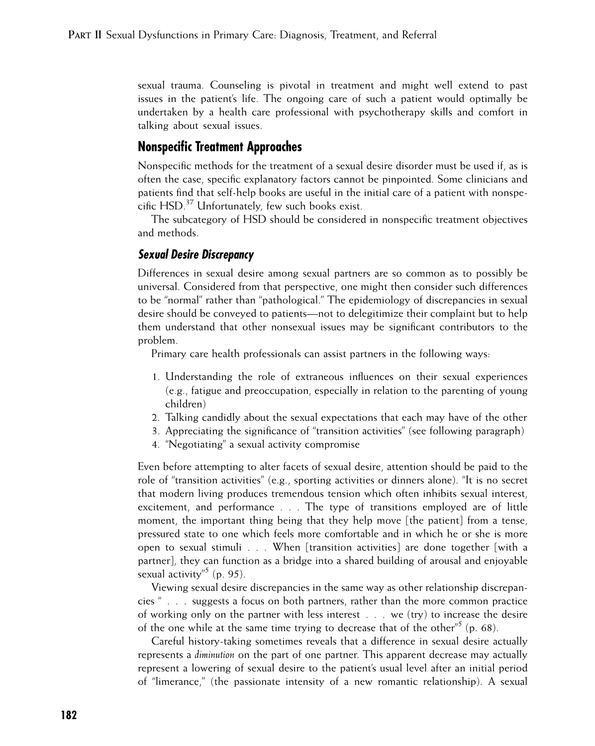sexual trauma. Counseling is pivotal in treatment and might well extend to past issues in the patient's life. The ongoing care of such a patient would optimally be undertaken by a health care professional with psychotherapy skills and comfort in talking about sexual issues.

## Nonspecific Treatment Approaches

Nonspecific methods for the treatment of a sexual desire disorder must be used if, as is often the case, specific explanatory factors cannot be pinpointed. Some clinicians and patients find that self-help books are useful in the initial care of a patient with nonspecific HSD.[37] Unfortunately, few such books exist.

The subcategory of HSD should be considered in nonspecific treatment objectives and methods.

### *Sexual Desire Discrepancy*

Differences in sexual desire among sexual partners are so common as to possibly be universal. Considered from that perspective, one might then consider such differences to be "normal" rather than "pathological." The epidemiology of discrepancies in sexual desire should be conveyed to patients—not to delegitimize their complaint but to help them understand that other nonsexual issues may be significant contributors to the problem.

Primary care health professionals can assist partners in the following ways:

1. Understanding the role of extraneous influences on their sexual experiences (e.g., fatigue and preoccupation, especially in relation to the parenting of young children)
2. Talking candidly about the sexual expectations that each may have of the other
3. Appreciating the significance of "transition activities" (see following paragraph)
4. "Negotiating" a sexual activity compromise

Even before attempting to alter facets of sexual desire, attention should be paid to the role of "transition activities" (e.g., sporting activities or dinners alone). "It is no secret that modern living produces tremendous tension which often inhibits sexual interest, excitement, and performance . . . The type of transitions employed are of little moment, the important thing being that they help move [the patient] from a tense, pressured state to one which feels more comfortable and in which he or she is more open to sexual stimuli . . . When [transition activities] are done together [with a partner], they can function as a bridge into a shared building of arousal and enjoyable sexual activity"[5] (p. 95).

Viewing sexual desire discrepancies in the same way as other relationship discrepancies " . . . suggests a focus on both partners, rather than the more common practice of working only on the partner with less interest . . . we (try) to increase the desire of the one while at the same time trying to decrease that of the other"[5] (p. 68).

Careful history-taking sometimes reveals that a difference in sexual desire actually represents a *diminution* on the part of one partner. This apparent decrease may actually represent a lowering of sexual desire to the patient's usual level after an initial period of "limerance," (the passionate intensity of a new romantic relationship). A sexual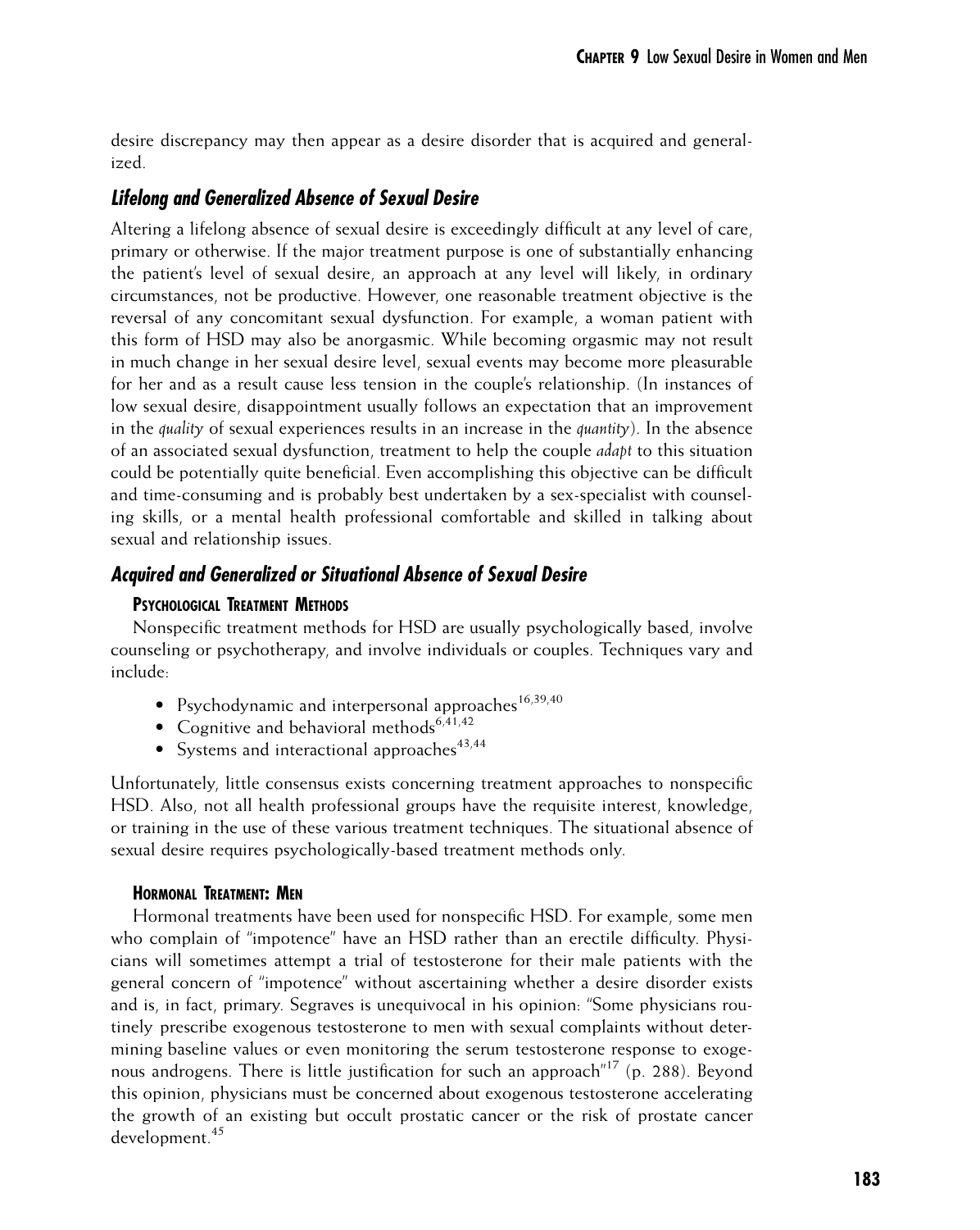desire discrepancy may then appear as a desire disorder that is acquired and generalized.

### *Lifelong and Generalized Absence of Sexual Desire*

Altering a lifelong absence of sexual desire is exceedingly difficult at any level of care, primary or otherwise. If the major treatment purpose is one of substantially enhancing the patient's level of sexual desire, an approach at any level will likely, in ordinary circumstances, not be productive. However, one reasonable treatment objective is the reversal of any concomitant sexual dysfunction. For example, a woman patient with this form of HSD may also be anorgasmic. While becoming orgasmic may not result in much change in her sexual desire level, sexual events may become more pleasurable for her and as a result cause less tension in the couple's relationship. (In instances of low sexual desire, disappointment usually follows an expectation that an improvement in the *quality* of sexual experiences results in an increase in the *quantity*). In the absence of an associated sexual dysfunction, treatment to help the couple *adapt* to this situation could be potentially quite beneficial. Even accomplishing this objective can be difficult and time-consuming and is probably best undertaken by a sex-specialist with counseling skills, or a mental health professional comfortable and skilled in talking about sexual and relationship issues.

### *Acquired and Generalized or Situational Absence of Sexual Desire*

#### Psychological Treatment Methods

Nonspecific treatment methods for HSD are usually psychologically based, involve counseling or psychotherapy, and involve individuals or couples. Techniques vary and include:

- Psychodynamic and interpersonal approaches[16,39,40]
- Cognitive and behavioral methods[6,41,42]
- Systems and interactional approaches[43,44]

Unfortunately, little consensus exists concerning treatment approaches to nonspecific HSD. Also, not all health professional groups have the requisite interest, knowledge, or training in the use of these various treatment techniques. The situational absence of sexual desire requires psychologically-based treatment methods only.

#### Hormonal Treatment: Men

Hormonal treatments have been used for nonspecific HSD. For example, some men who complain of "impotence" have an HSD rather than an erectile difficulty. Physicians will sometimes attempt a trial of testosterone for their male patients with the general concern of "impotence" without ascertaining whether a desire disorder exists and is, in fact, primary. Segraves is unequivocal in his opinion: "Some physicians routinely prescribe exogenous testosterone to men with sexual complaints without determining baseline values or even monitoring the serum testosterone response to exogenous androgens. There is little justification for such an approach"[17] (p. 288). Beyond this opinion, physicians must be concerned about exogenous testosterone accelerating the growth of an existing but occult prostatic cancer or the risk of prostate cancer development.[45]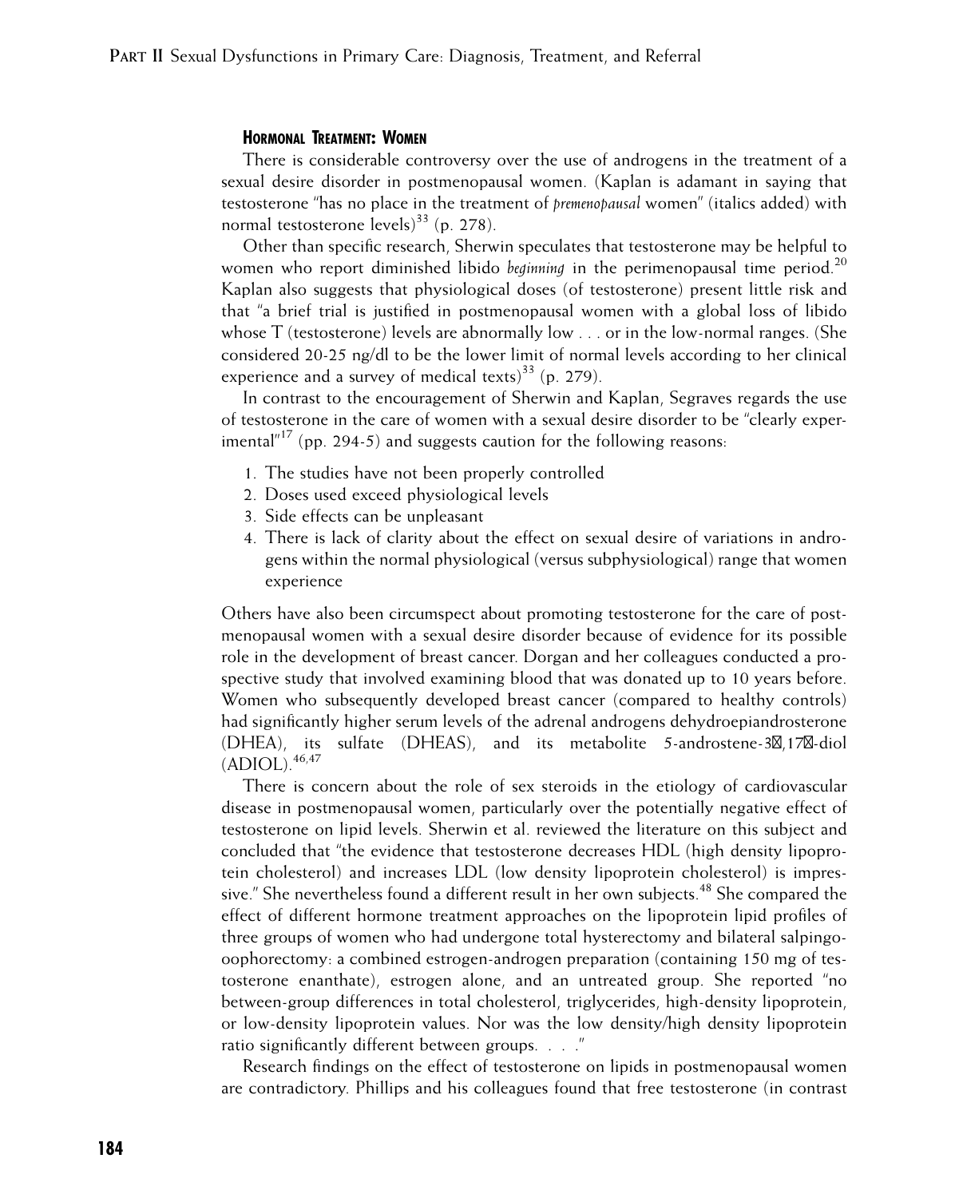### Hormonal Treatment: Women

There is considerable controversy over the use of androgens in the treatment of a sexual desire disorder in postmenopausal women. (Kaplan is adamant in saying that testosterone "has no place in the treatment of *premenopausal* women" (italics added) with normal testosterone levels)[33] (p. 278).

Other than specific research, Sherwin speculates that testosterone may be helpful to women who report diminished libido *beginning* in the perimenopausal time period.[20] Kaplan also suggests that physiological doses (of testosterone) present little risk and that "a brief trial is justified in postmenopausal women with a global loss of libido whose T (testosterone) levels are abnormally low . . . or in the low-normal ranges. (She considered 20-25 ng/dl to be the lower limit of normal levels according to her clinical experience and a survey of medical texts)[33] (p. 279).

In contrast to the encouragement of Sherwin and Kaplan, Segraves regards the use of testosterone in the care of women with a sexual desire disorder to be "clearly experimental"[17] (pp. 294-5) and suggests caution for the following reasons:

1. The studies have not been properly controlled
2. Doses used exceed physiological levels
3. Side effects can be unpleasant
4. There is lack of clarity about the effect on sexual desire of variations in androgens within the normal physiological (versus subphysiological) range that women experience

Others have also been circumspect about promoting testosterone for the care of postmenopausal women with a sexual desire disorder because of evidence for its possible role in the development of breast cancer. Dorgan and her colleagues conducted a prospective study that involved examining blood that was donated up to 10 years before. Women who subsequently developed breast cancer (compared to healthy controls) had significantly higher serum levels of the adrenal androgens dehydroepiandrosterone (DHEA), its sulfate (DHEAS), and its metabolite 5-androstene-3β,17β-diol (ADIOL).[46,47]

There is concern about the role of sex steroids in the etiology of cardiovascular disease in postmenopausal women, particularly over the potentially negative effect of testosterone on lipid levels. Sherwin et al. reviewed the literature on this subject and concluded that "the evidence that testosterone decreases HDL (high density lipoprotein cholesterol) and increases LDL (low density lipoprotein cholesterol) is impressive." She nevertheless found a different result in her own subjects.[48] She compared the effect of different hormone treatment approaches on the lipoprotein lipid profiles of three groups of women who had undergone total hysterectomy and bilateral salpingo-oophorectomy: a combined estrogen-androgen preparation (containing 150 mg of testosterone enanthate), estrogen alone, and an untreated group. She reported "no between-group differences in total cholesterol, triglycerides, high-density lipoprotein, or low-density lipoprotein values. Nor was the low density/high density lipoprotein ratio significantly different between groups. . . ."

Research findings on the effect of testosterone on lipids in postmenopausal women are contradictory. Phillips and his colleagues found that free testosterone (in contrast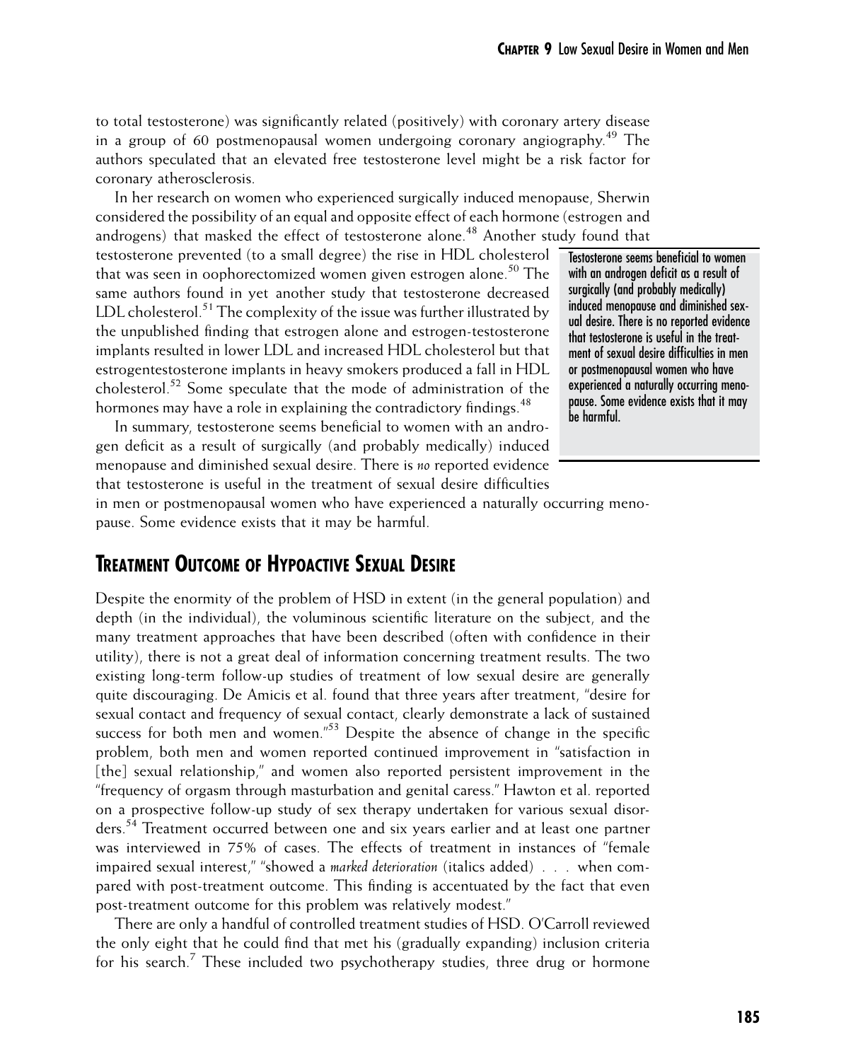to total testosterone) was significantly related (positively) with coronary artery disease in a group of 60 postmenopausal women undergoing coronary angiography.[49] The authors speculated that an elevated free testosterone level might be a risk factor for coronary atherosclerosis.

In her research on women who experienced surgically induced menopause, Sherwin considered the possibility of an equal and opposite effect of each hormone (estrogen and androgens) that masked the effect of testosterone alone.[48] Another study found that testosterone prevented (to a small degree) the rise in HDL cholesterol that was seen in oophorectomized women given estrogen alone.[50] The same authors found in yet another study that testosterone decreased LDL cholesterol.[51] The complexity of the issue was further illustrated by the unpublished finding that estrogen alone and estrogen-testosterone implants resulted in lower LDL and increased HDL cholesterol but that estrogentestosterone implants in heavy smokers produced a fall in HDL cholesterol.[52] Some speculate that the mode of administration of the hormones may have a role in explaining the contradictory findings.[48]

> Testosterone seems beneficial to women with an androgen deficit as a result of surgically (and probably medically) induced menopause and diminished sexual desire. There is no reported evidence that testosterone is useful in the treatment of sexual desire difficulties in men or postmenopausal women who have experienced a naturally occurring menopause. Some evidence exists that it may be harmful.

In summary, testosterone seems beneficial to women with an androgen deficit as a result of surgically (and probably medically) induced menopause and diminished sexual desire. There is *no* reported evidence that testosterone is useful in the treatment of sexual desire difficulties in men or postmenopausal women who have experienced a naturally occurring menopause. Some evidence exists that it may be harmful.

## Treatment Outcome of Hypoactive Sexual Desire

Despite the enormity of the problem of HSD in extent (in the general population) and depth (in the individual), the voluminous scientific literature on the subject, and the many treatment approaches that have been described (often with confidence in their utility), there is not a great deal of information concerning treatment results. The two existing long-term follow-up studies of treatment of low sexual desire are generally quite discouraging. De Amicis et al. found that three years after treatment, "desire for sexual contact and frequency of sexual contact, clearly demonstrate a lack of sustained success for both men and women."[53] Despite the absence of change in the specific problem, both men and women reported continued improvement in "satisfaction in [the] sexual relationship," and women also reported persistent improvement in the "frequency of orgasm through masturbation and genital caress." Hawton et al. reported on a prospective follow-up study of sex therapy undertaken for various sexual disorders.[54] Treatment occurred between one and six years earlier and at least one partner was interviewed in 75% of cases. The effects of treatment in instances of "female impaired sexual interest," "showed a *marked deterioration* (italics added) . . . when compared with post-treatment outcome. This finding is accentuated by the fact that even post-treatment outcome for this problem was relatively modest."

There are only a handful of controlled treatment studies of HSD. O'Carroll reviewed the only eight that he could find that met his (gradually expanding) inclusion criteria for his search.[7] These included two psychotherapy studies, three drug or hormone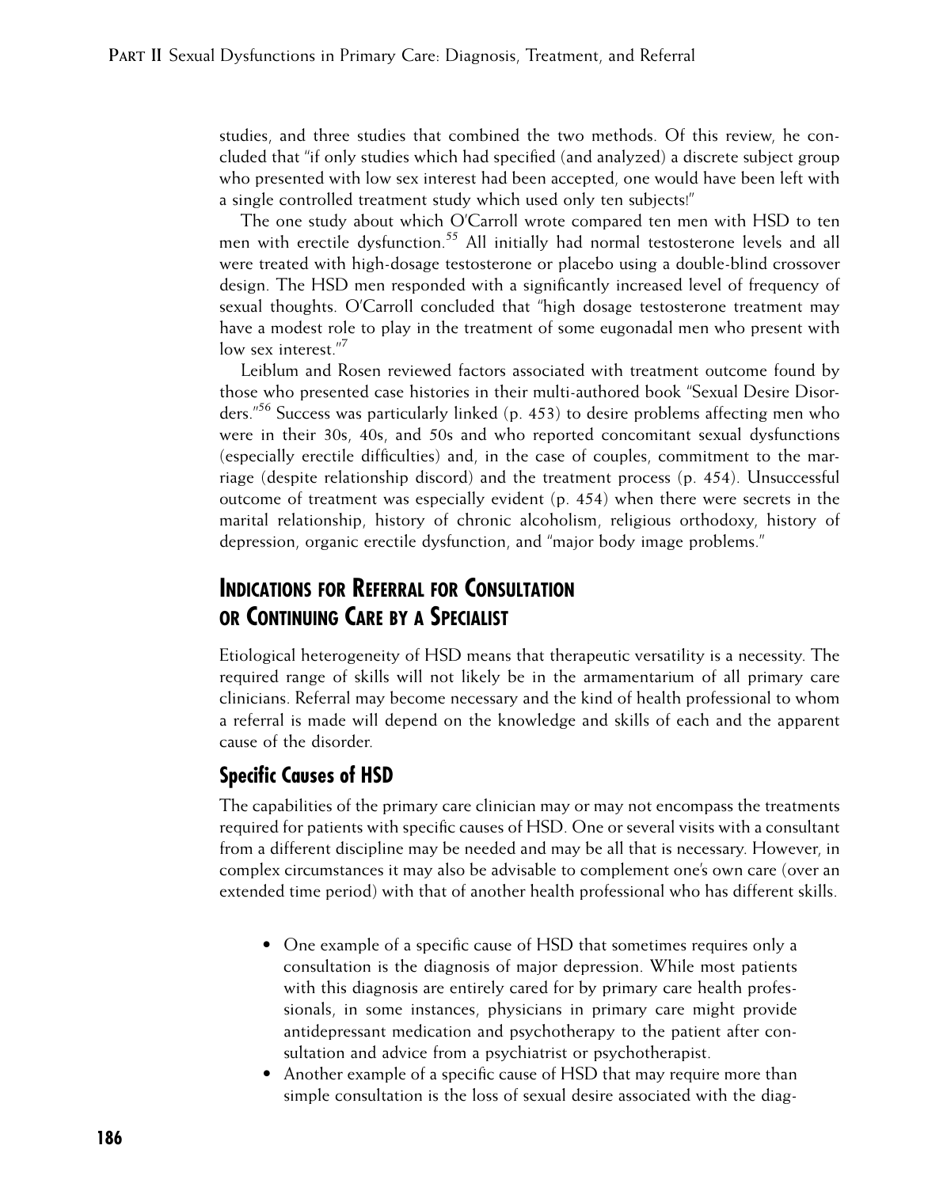studies, and three studies that combined the two methods. Of this review, he concluded that "if only studies which had specified (and analyzed) a discrete subject group who presented with low sex interest had been accepted, one would have been left with a single controlled treatment study which used only ten subjects!"

The one study about which O'Carroll wrote compared ten men with HSD to ten men with erectile dysfunction.[55] All initially had normal testosterone levels and all were treated with high-dosage testosterone or placebo using a double-blind crossover design. The HSD men responded with a significantly increased level of frequency of sexual thoughts. O'Carroll concluded that "high dosage testosterone treatment may have a modest role to play in the treatment of some eugonadal men who present with low sex interest."[7]

Leiblum and Rosen reviewed factors associated with treatment outcome found by those who presented case histories in their multi-authored book "Sexual Desire Disorders."[56] Success was particularly linked (p. 453) to desire problems affecting men who were in their 30s, 40s, and 50s and who reported concomitant sexual dysfunctions (especially erectile difficulties) and, in the case of couples, commitment to the marriage (despite relationship discord) and the treatment process (p. 454). Unsuccessful outcome of treatment was especially evident (p. 454) when there were secrets in the marital relationship, history of chronic alcoholism, religious orthodoxy, history of depression, organic erectile dysfunction, and "major body image problems."

## Indications for Referral for Consultation or Continuing Care by a Specialist

Etiological heterogeneity of HSD means that therapeutic versatility is a necessity. The required range of skills will not likely be in the armamentarium of all primary care clinicians. Referral may become necessary and the kind of health professional to whom a referral is made will depend on the knowledge and skills of each and the apparent cause of the disorder.

### Specific Causes of HSD

The capabilities of the primary care clinician may or may not encompass the treatments required for patients with specific causes of HSD. One or several visits with a consultant from a different discipline may be needed and may be all that is necessary. However, in complex circumstances it may also be advisable to complement one's own care (over an extended time period) with that of another health professional who has different skills.

- One example of a specific cause of HSD that sometimes requires only a consultation is the diagnosis of major depression. While most patients with this diagnosis are entirely cared for by primary care health professionals, in some instances, physicians in primary care might provide antidepressant medication and psychotherapy to the patient after consultation and advice from a psychiatrist or psychotherapist.
- Another example of a specific cause of HSD that may require more than simple consultation is the loss of sexual desire associated with the diag-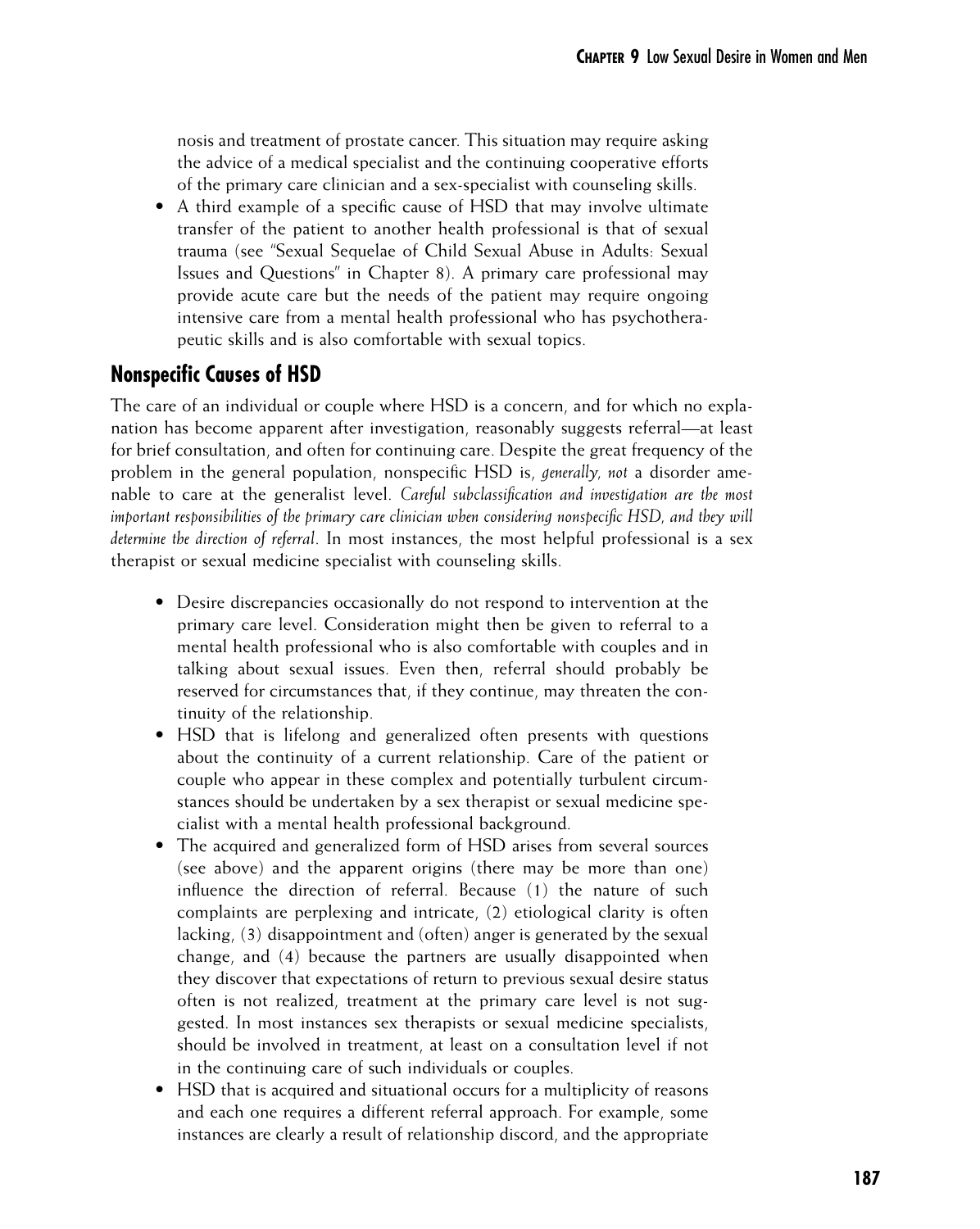nosis and treatment of prostate cancer. This situation may require asking the advice of a medical specialist and the continuing cooperative efforts of the primary care clinician and a sex-specialist with counseling skills.

- A third example of a specific cause of HSD that may involve ultimate transfer of the patient to another health professional is that of sexual trauma (see "Sexual Sequelae of Child Sexual Abuse in Adults: Sexual Issues and Questions" in Chapter 8). A primary care professional may provide acute care but the needs of the patient may require ongoing intensive care from a mental health professional who has psychotherapeutic skills and is also comfortable with sexual topics.

## Nonspecific Causes of HSD

The care of an individual or couple where HSD is a concern, and for which no explanation has become apparent after investigation, reasonably suggests referral—at least for brief consultation, and often for continuing care. Despite the great frequency of the problem in the general population, nonspecific HSD is, *generally, not* a disorder amenable to care at the generalist level. *Careful subclassification and investigation are the most important responsibilities of the primary care clinician when considering nonspecific HSD, and they will determine the direction of referral*. In most instances, the most helpful professional is a sex therapist or sexual medicine specialist with counseling skills.

- Desire discrepancies occasionally do not respond to intervention at the primary care level. Consideration might then be given to referral to a mental health professional who is also comfortable with couples and in talking about sexual issues. Even then, referral should probably be reserved for circumstances that, if they continue, may threaten the continuity of the relationship.
- HSD that is lifelong and generalized often presents with questions about the continuity of a current relationship. Care of the patient or couple who appear in these complex and potentially turbulent circumstances should be undertaken by a sex therapist or sexual medicine specialist with a mental health professional background.
- The acquired and generalized form of HSD arises from several sources (see above) and the apparent origins (there may be more than one) influence the direction of referral. Because (1) the nature of such complaints are perplexing and intricate, (2) etiological clarity is often lacking, (3) disappointment and (often) anger is generated by the sexual change, and (4) because the partners are usually disappointed when they discover that expectations of return to previous sexual desire status often is not realized, treatment at the primary care level is not suggested. In most instances sex therapists or sexual medicine specialists, should be involved in treatment, at least on a consultation level if not in the continuing care of such individuals or couples.
- HSD that is acquired and situational occurs for a multiplicity of reasons and each one requires a different referral approach. For example, some instances are clearly a result of relationship discord, and the appropriate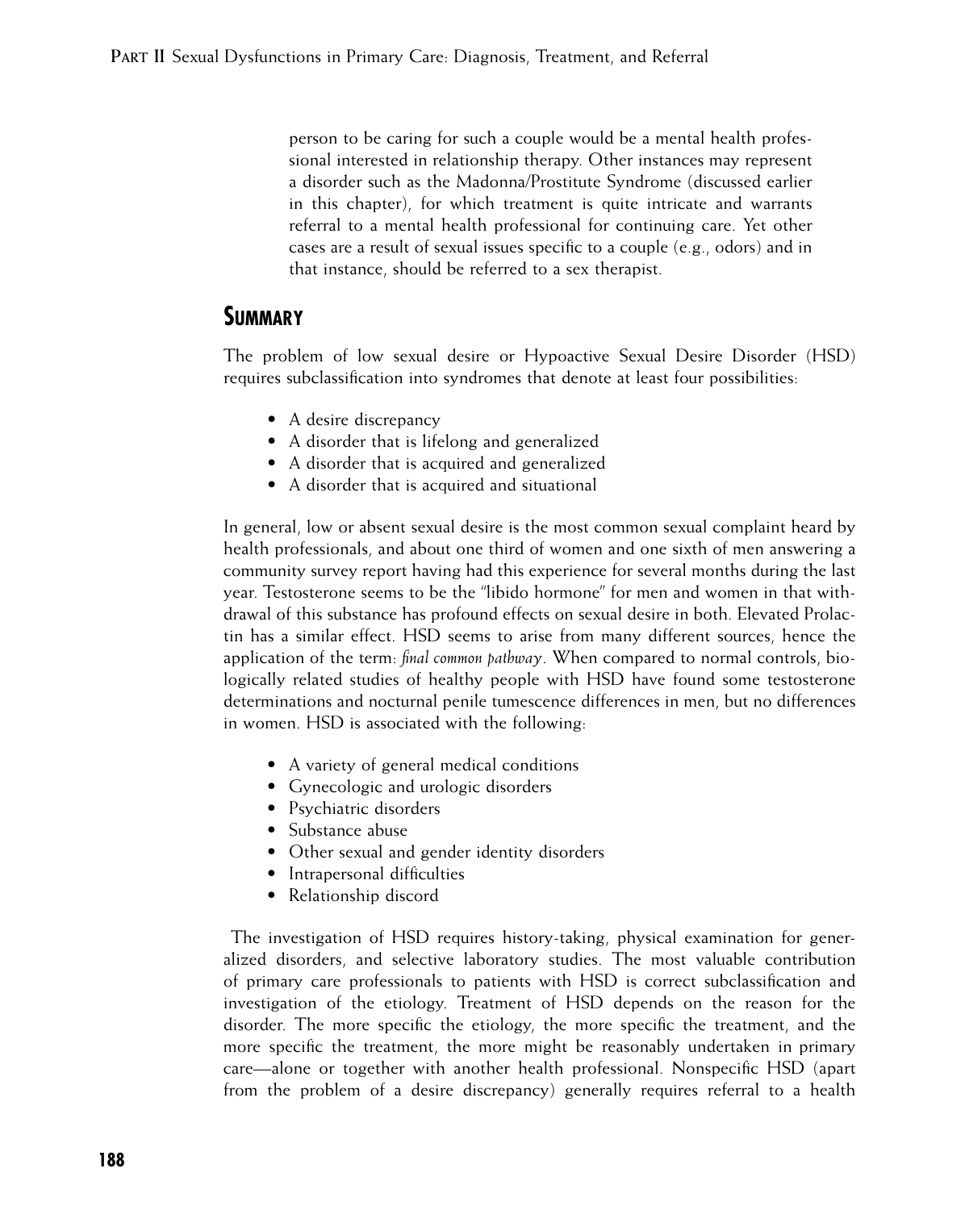person to be caring for such a couple would be a mental health professional interested in relationship therapy. Other instances may represent a disorder such as the Madonna/Prostitute Syndrome (discussed earlier in this chapter), for which treatment is quite intricate and warrants referral to a mental health professional for continuing care. Yet other cases are a result of sexual issues specific to a couple (e.g., odors) and in that instance, should be referred to a sex therapist.

## Summary

The problem of low sexual desire or Hypoactive Sexual Desire Disorder (HSD) requires subclassification into syndromes that denote at least four possibilities:

- A desire discrepancy
- A disorder that is lifelong and generalized
- A disorder that is acquired and generalized
- A disorder that is acquired and situational

In general, low or absent sexual desire is the most common sexual complaint heard by health professionals, and about one third of women and one sixth of men answering a community survey report having had this experience for several months during the last year. Testosterone seems to be the "libido hormone" for men and women in that withdrawal of this substance has profound effects on sexual desire in both. Elevated Prolactin has a similar effect. HSD seems to arise from many different sources, hence the application of the term: *final common pathway*. When compared to normal controls, biologically related studies of healthy people with HSD have found some testosterone determinations and nocturnal penile tumescence differences in men, but no differences in women. HSD is associated with the following:

- A variety of general medical conditions
- Gynecologic and urologic disorders
- Psychiatric disorders
- Substance abuse
- Other sexual and gender identity disorders
- Intrapersonal difficulties
- Relationship discord

The investigation of HSD requires history-taking, physical examination for generalized disorders, and selective laboratory studies. The most valuable contribution of primary care professionals to patients with HSD is correct subclassification and investigation of the etiology. Treatment of HSD depends on the reason for the disorder. The more specific the etiology, the more specific the treatment, and the more specific the treatment, the more might be reasonably undertaken in primary care—alone or together with another health professional. Nonspecific HSD (apart from the problem of a desire discrepancy) generally requires referral to a health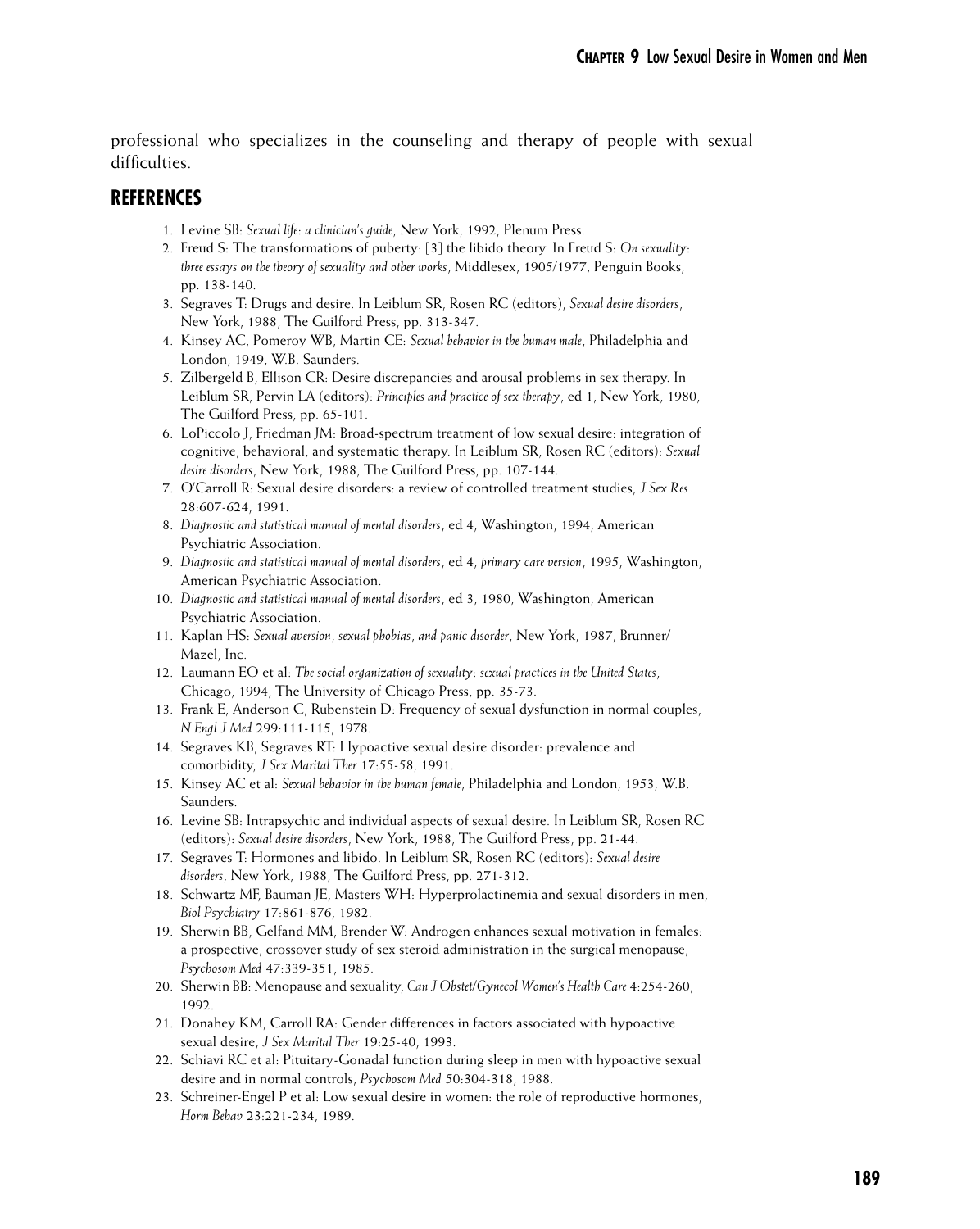professional who specializes in the counseling and therapy of people with sexual difficulties.

## REFERENCES

1. Levine SB: *Sexual life: a clinician's guide*, New York, 1992, Plenum Press.
2. Freud S: The transformations of puberty: [3] the libido theory. In Freud S: *On sexuality: three essays on the theory of sexuality and other works*, Middlesex, 1905/1977, Penguin Books, pp. 138-140.
3. Segraves T: Drugs and desire. In Leiblum SR, Rosen RC (editors), *Sexual desire disorders*, New York, 1988, The Guilford Press, pp. 313-347.
4. Kinsey AC, Pomeroy WB, Martin CE: *Sexual behavior in the human male*, Philadelphia and London, 1949, W.B. Saunders.
5. Zilbergeld B, Ellison CR: Desire discrepancies and arousal problems in sex therapy. In Leiblum SR, Pervin LA (editors): *Principles and practice of sex therapy*, ed 1, New York, 1980, The Guilford Press, pp. 65-101.
6. LoPiccolo J, Friedman JM: Broad-spectrum treatment of low sexual desire: integration of cognitive, behavioral, and systematic therapy. In Leiblum SR, Rosen RC (editors): *Sexual desire disorders*, New York, 1988, The Guilford Press, pp. 107-144.
7. O'Carroll R: Sexual desire disorders: a review of controlled treatment studies, *J Sex Res* 28:607-624, 1991.
8. *Diagnostic and statistical manual of mental disorders*, ed 4, Washington, 1994, American Psychiatric Association.
9. *Diagnostic and statistical manual of mental disorders*, ed 4, *primary care version*, 1995, Washington, American Psychiatric Association.
10. *Diagnostic and statistical manual of mental disorders*, ed 3, 1980, Washington, American Psychiatric Association.
11. Kaplan HS: *Sexual aversion, sexual phobias, and panic disorder*, New York, 1987, Brunner/Mazel, Inc.
12. Laumann EO et al: *The social organization of sexuality: sexual practices in the United States*, Chicago, 1994, The University of Chicago Press, pp. 35-73.
13. Frank E, Anderson C, Rubenstein D: Frequency of sexual dysfunction in normal couples, *N Engl J Med* 299:111-115, 1978.
14. Segraves KB, Segraves RT: Hypoactive sexual desire disorder: prevalence and comorbidity, *J Sex Marital Ther* 17:55-58, 1991.
15. Kinsey AC et al: *Sexual behavior in the human female*, Philadelphia and London, 1953, W.B. Saunders.
16. Levine SB: Intrapsychic and individual aspects of sexual desire. In Leiblum SR, Rosen RC (editors): *Sexual desire disorders*, New York, 1988, The Guilford Press, pp. 21-44.
17. Segraves T: Hormones and libido. In Leiblum SR, Rosen RC (editors): *Sexual desire disorders*, New York, 1988, The Guilford Press, pp. 271-312.
18. Schwartz MF, Bauman JE, Masters WH: Hyperprolactinemia and sexual disorders in men, *Biol Psychiatry* 17:861-876, 1982.
19. Sherwin BB, Gelfand MM, Brender W: Androgen enhances sexual motivation in females: a prospective, crossover study of sex steroid administration in the surgical menopause, *Psychosom Med* 47:339-351, 1985.
20. Sherwin BB: Menopause and sexuality, *Can J Obstet/Gynecol Women's Health Care* 4:254-260, 1992.
21. Donahey KM, Carroll RA: Gender differences in factors associated with hypoactive sexual desire, *J Sex Marital Ther* 19:25-40, 1993.
22. Schiavi RC et al: Pituitary-Gonadal function during sleep in men with hypoactive sexual desire and in normal controls, *Psychosom Med* 50:304-318, 1988.
23. Schreiner-Engel P et al: Low sexual desire in women: the role of reproductive hormones, *Horm Behav* 23:221-234, 1989.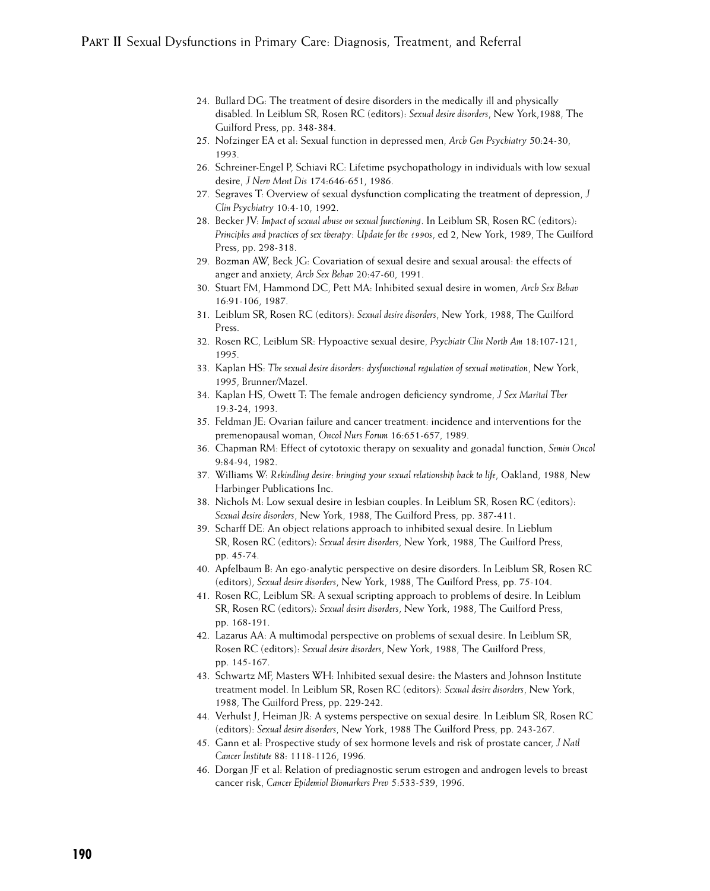24. Bullard DG: The treatment of desire disorders in the medically ill and physically disabled. In Leiblum SR, Rosen RC (editors): *Sexual desire disorders*, New York,1988, The Guilford Press, pp. 348-384.
25. Nofzinger EA et al: Sexual function in depressed men, *Arch Gen Psychiatry* 50:24-30, 1993.
26. Schreiner-Engel P, Schiavi RC: Lifetime psychopathology in individuals with low sexual desire, *J Nerv Ment Dis* 174:646-651, 1986.
27. Segraves T: Overview of sexual dysfunction complicating the treatment of depression, *J Clin Psychiatry* 10:4-10, 1992.
28. Becker JV: *Impact of sexual abuse on sexual functioning*. In Leiblum SR, Rosen RC (editors): *Principles and practices of sex therapy: Update for the 1990s*, ed 2, New York, 1989, The Guilford Press, pp. 298-318.
29. Bozman AW, Beck JG: Covariation of sexual desire and sexual arousal: the effects of anger and anxiety, *Arch Sex Behav* 20:47-60, 1991.
30. Stuart FM, Hammond DC, Pett MA: Inhibited sexual desire in women, *Arch Sex Behav* 16:91-106, 1987.
31. Leiblum SR, Rosen RC (editors): *Sexual desire disorders*, New York, 1988, The Guilford Press.
32. Rosen RC, Leiblum SR: Hypoactive sexual desire, *Psychiatr Clin North Am* 18:107-121, 1995.
33. Kaplan HS: *The sexual desire disorders: dysfunctional regulation of sexual motivation*, New York, 1995, Brunner/Mazel.
34. Kaplan HS, Owett T: The female androgen deficiency syndrome, *J Sex Marital Ther* 19:3-24, 1993.
35. Feldman JE: Ovarian failure and cancer treatment: incidence and interventions for the premenopausal woman, *Oncol Nurs Forum* 16:651-657, 1989.
36. Chapman RM: Effect of cytotoxic therapy on sexuality and gonadal function, *Semin Oncol* 9:84-94, 1982.
37. Williams W: *Rekindling desire: bringing your sexual relationship back to life*, Oakland, 1988, New Harbinger Publications Inc.
38. Nichols M: Low sexual desire in lesbian couples. In Leiblum SR, Rosen RC (editors): *Sexual desire disorders*, New York, 1988, The Guilford Press, pp. 387-411.
39. Scharff DE: An object relations approach to inhibited sexual desire. In Lieblum SR, Rosen RC (editors): *Sexual desire disorders*, New York, 1988, The Guilford Press, pp. 45-74.
40. Apfelbaum B: An ego-analytic perspective on desire disorders. In Leiblum SR, Rosen RC (editors), *Sexual desire disorders*, New York, 1988, The Guilford Press, pp. 75-104.
41. Rosen RC, Leiblum SR: A sexual scripting approach to problems of desire. In Leiblum SR, Rosen RC (editors): *Sexual desire disorders*, New York, 1988, The Guilford Press, pp. 168-191.
42. Lazarus AA: A multimodal perspective on problems of sexual desire. In Leiblum SR, Rosen RC (editors): *Sexual desire disorders*, New York, 1988, The Guilford Press, pp. 145-167.
43. Schwartz MF, Masters WH: Inhibited sexual desire: the Masters and Johnson Institute treatment model. In Leiblum SR, Rosen RC (editors): *Sexual desire disorders*, New York, 1988, The Guilford Press, pp. 229-242.
44. Verhulst J, Heiman JR: A systems perspective on sexual desire. In Leiblum SR, Rosen RC (editors): *Sexual desire disorders*, New York, 1988 The Guilford Press, pp. 243-267.
45. Gann et al: Prospective study of sex hormone levels and risk of prostate cancer, *J Natl Cancer Institute* 88: 1118-1126, 1996.
46. Dorgan JF et al: Relation of prediagnostic serum estrogen and androgen levels to breast cancer risk, *Cancer Epidemiol Biomarkers Prev* 5:533-539, 1996.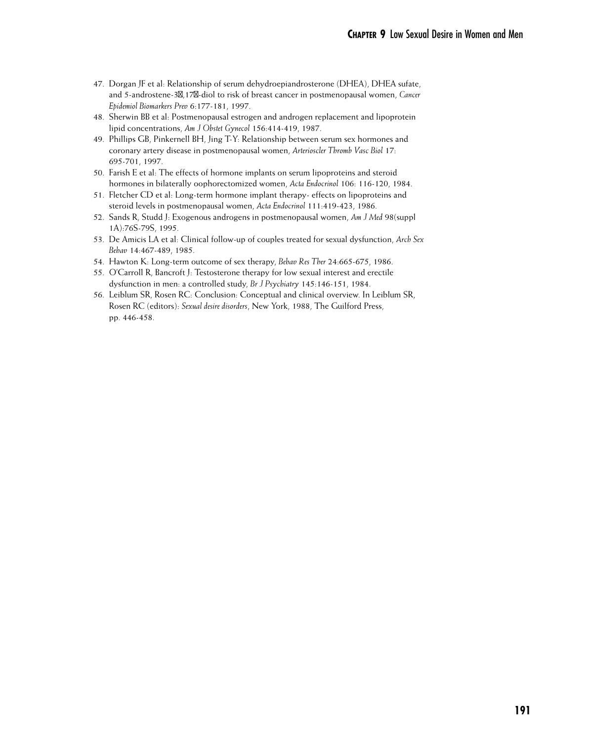47. Dorgan JF et al: Relationship of serum dehydroepiandrosterone (DHEA), DHEA sufate, and 5-androstene-3β,17β-diol to risk of breast cancer in postmenopausal women, *Cancer Epidemiol Biomarkers Prev* 6:177-181, 1997.
48. Sherwin BB et al: Postmenopausal estrogen and androgen replacement and lipoprotein lipid concentrations, *Am J Obstet Gynecol* 156:414-419, 1987.
49. Phillips GB, Pinkernell BH, Jing T-Y: Relationship between serum sex hormones and coronary artery disease in postmenopausal women, *Arterioscler Thromb Vasc Biol* 17: 695-701, 1997.
50. Farish E et al: The effects of hormone implants on serum lipoproteins and steroid hormones in bilaterally oophorectomized women, *Acta Endocrinol* 106: 116-120, 1984.
51. Fletcher CD et al: Long-term hormone implant therapy- effects on lipoproteins and steroid levels in postmenopausal women, *Acta Endocrinol* 111:419-423, 1986.
52. Sands R, Studd J: Exogenous androgens in postmenopausal women, *Am J Med* 98(suppl 1A):76S-79S, 1995.
53. De Amicis LA et al: Clinical follow-up of couples treated for sexual dysfunction, *Arch Sex Behav* 14:467-489, 1985.
54. Hawton K: Long-term outcome of sex therapy, *Behav Res Ther* 24:665-675, 1986.
55. O'Carroll R, Bancroft J: Testosterone therapy for low sexual interest and erectile dysfunction in men: a controlled study, *Br J Psychiatry* 145:146-151, 1984.
56. Leiblum SR, Rosen RC: Conclusion: Conceptual and clinical overview. In Leiblum SR, Rosen RC (editors): *Sexual desire disorders*, New York, 1988, The Guilford Press, pp. 446-458.